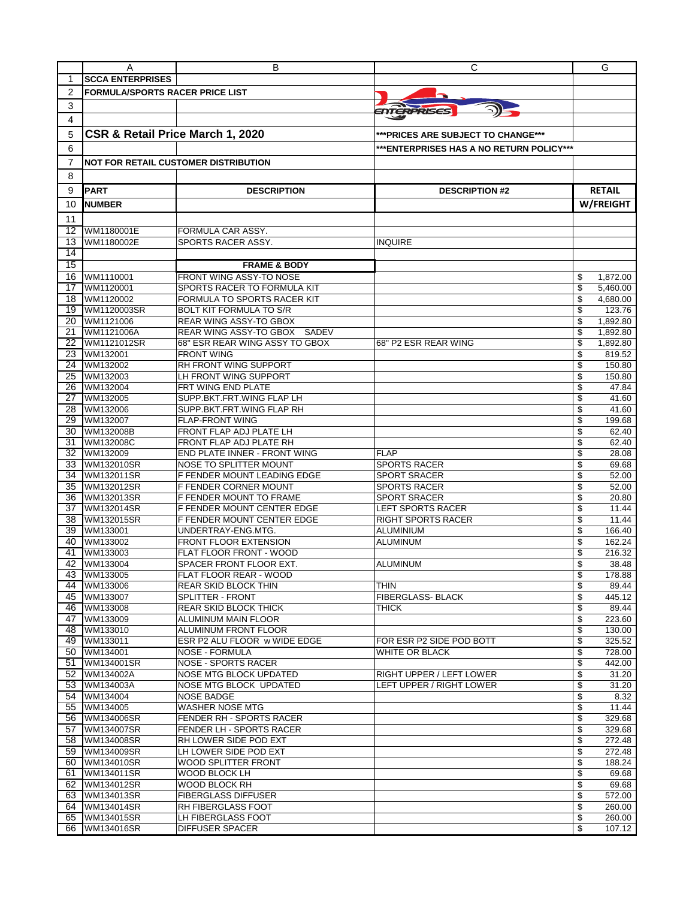**SCCA ENTERPRISES**

**FORMULA/SPORTS RACER PRICE LIST**

## CSR & Retail Price March 1, 2020

*****PRICES ARE SUBJECT TO CHANGE*****

*****ENTERPRISES HAS A NO RETURN POLICY*****

**NOT FOR RETAIL CUSTOMER DISTRIBUTION**

| PART NUMBER | DESCRIPTION | DESCRIPTION #2 | RETAIL W/FREIGHT |
|---|---|---|---|
| WM1180001E | FORMULA CAR ASSY. | | |
| WM1180002E | SPORTS RACER ASSY. | INQUIRE | |
| | | | |
| | **FRAME & BODY** | | |
| WM1110001 | FRONT WING ASSY-TO NOSE | | $ 1,872.00 |
| WM1120001 | SPORTS RACER TO FORMULA KIT | | $ 5,460.00 |
| WM1120002 | FORMULA TO SPORTS RACER KIT | | $ 4,680.00 |
| WM1120003SR | BOLT KIT FORMULA TO S/R | | $ 123.76 |
| WM1121006 | REAR WING ASSY-TO GBOX | | $ 1,892.80 |
| WM1121006A | REAR WING ASSY-TO GBOX SADEV | | $ 1,892.80 |
| WM1121012SR | 68" ESR REAR WING ASSY TO GBOX | 68" P2 ESR REAR WING | $ 1,892.80 |
| WM132001 | FRONT WING | | $ 819.52 |
| WM132002 | RH FRONT WING SUPPORT | | $ 150.80 |
| WM132003 | LH FRONT WING SUPPORT | | $ 150.80 |
| WM132004 | FRT WING END PLATE | | $ 47.84 |
| WM132005 | SUPP.BKT.FRT.WING FLAP LH | | $ 41.60 |
| WM132006 | SUPP.BKT.FRT.WING FLAP RH | | $ 41.60 |
| WM132007 | FLAP-FRONT WING | | $ 199.68 |
| WM132008B | FRONT FLAP ADJ PLATE LH | | $ 62.40 |
| WM132008C | FRONT FLAP ADJ PLATE RH | | $ 62.40 |
| WM132009 | END PLATE INNER - FRONT WING | FLAP | $ 28.08 |
| WM132010SR | NOSE TO SPLITTER MOUNT | SPORTS RACER | $ 69.68 |
| WM132011SR | F FENDER MOUNT LEADING EDGE | SPORT SPACER | $ 52.00 |
| WM132012SR | F FENDER CORNER MOUNT | SPORTS RACER | $ 52.00 |
| WM132013SR | F FENDER MOUNT TO FRAME | SPORT SRACER | $ 20.80 |
| WM132014SR | F FENDER MOUNT CENTER EDGE | LEFT SPORTS RACER | $ 11.44 |
| WM132015SR | F FENDER MOUNT CENTER EDGE | RIGHT SPORTS RACER | $ 11.44 |
| WM133001 | UNDERTRAY-ENG.MTG. | ALUMINIUM | $ 166.40 |
| WM133002 | FRONT FLOOR EXTENSION | ALUMINUM | $ 162.24 |
| WM133003 | FLAT FLOOR FRONT - WOOD | | $ 216.32 |
| WM133004 | SPACER FRONT FLOOR EXT. | ALUMINUM | $ 38.48 |
| WM133005 | FLAT FLOOR REAR - WOOD | | $ 178.88 |
| WM133006 | REAR SKID BLOCK THIN | THIN | $ 89.44 |
| WM133007 | SPLITTER - FRONT | FIBERGLASS- BLACK | $ 445.12 |
| WM133008 | REAR SKID BLOCK THICK | THICK | $ 89.44 |
| WM133009 | ALUMINUM MAIN FLOOR | | $ 223.60 |
| WM133010 | ALUMINUM FRONT FLOOR | | $ 130.00 |
| WM133011 | ESR P2 ALU FLOOR w WIDE EDGE | FOR ESR P2 SIDE POD BOTT | $ 325.52 |
| WM134001 | NOSE - FORMULA | WHITE OR BLACK | $ 728.00 |
| WM134001SR | NOSE - SPORTS RACER | | $ 442.00 |
| WM134002A | NOSE MTG BLOCK UPDATED | RIGHT UPPER / LEFT LOWER | $ 31.20 |
| WM134003A | NOSE MTG BLOCK UPDATED | LEFT UPPER / RIGHT LOWER | $ 31.20 |
| WM134004 | NOSE BADGE | | $ 8.32 |
| WM134005 | WASHER NOSE MTG | | $ 11.44 |
| WM134006SR | FENDER RH - SPORTS RACER | | $ 329.68 |
| WM134007SR | FENDER LH - SPORTS RACER | | $ 329.68 |
| WM134008SR | RH LOWER SIDE POD EXT | | $ 272.48 |
| WM134009SR | LH LOWER SIDE POD EXT | | $ 272.48 |
| WM134010SR | WOOD SPLITTER FRONT | | $ 188.24 |
| WM134011SR | WOOD BLOCK LH | | $ 69.68 |
| WM134012SR | WOOD BLOCK RH | | $ 69.68 |
| WM134013SR | FIBERGLASS DIFFUSER | | $ 572.00 |
| WM134014SR | RH FIBERGLASS FOOT | | $ 260.00 |
| WM134015SR | LH FIBERGLASS FOOT | | $ 260.00 |
| WM134016SR | DIFFUSER SPACER | | $ 107.12 |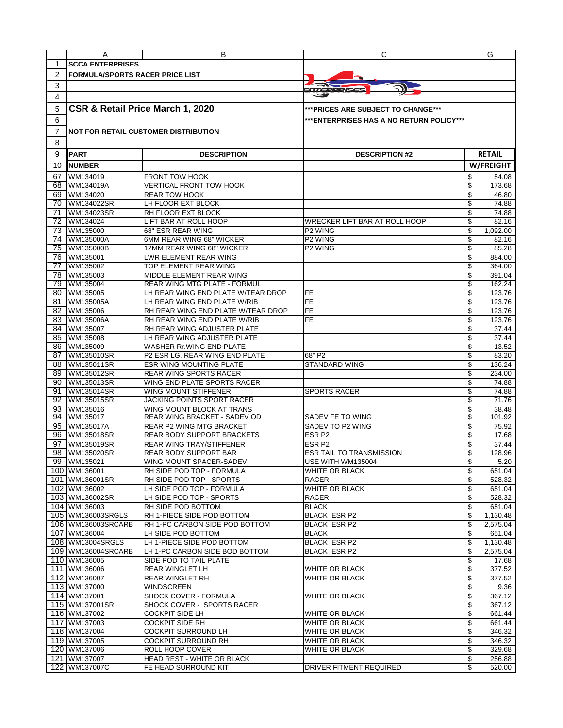| | A | B | C | G |
|---|---|---|---|---|
| 1 | **SCCA ENTERPRISES** | | | |
| 2 | **FORMULA/SPORTS RACER PRICE LIST** | | | |
| 3 | | | | |
| 4 | | | | |
| 5 | **CSR & Retail Price March 1, 2020** | | **\*\*\*PRICES ARE SUBJECT TO CHANGE\*\*\*** | |
| 6 | | | **\*\*\*ENTERPRISES HAS A NO RETURN POLICY\*\*\*** | |
| 7 | **NOT FOR RETAIL CUSTOMER DISTRIBUTION** | | | |
| 8 | | | | |
| 9 | **PART** | **DESCRIPTION** | **DESCRIPTION #2** | **RETAIL** |
| 10 | **NUMBER** | | | **W/FREIGHT** |
| 67 | WM134019 | FRONT TOW HOOK | | $ 54.08 |
| 68 | WM134019A | VERTICAL FRONT TOW HOOK | | $ 173.68 |
| 69 | WM134020 | REAR TOW HOOK | | $ 46.80 |
| 70 | WM134022SR | LH FLOOR EXT BLOCK | | $ 74.88 |
| 71 | WM134023SR | RH FLOOR EXT BLOCK | | $ 74.88 |
| 72 | WM134024 | LIFT BAR AT ROLL HOOP | WRECKER LIFT BAR AT ROLL HOOP | $ 82.16 |
| 73 | WM135000 | 68" ESR REAR WING | P2 WING | $ 1,092.00 |
| 74 | WM135000A | 6MM REAR WING 68" WICKER | P2 WING | $ 82.16 |
| 75 | WM135000B | 12MM REAR WING 68" WICKER | P2 WING | $ 85.28 |
| 76 | WM135001 | LWR ELEMENT REAR WING | | $ 884.00 |
| 77 | WM135002 | TOP ELEMENT REAR WING | | $ 364.00 |
| 78 | WM135003 | MIDDLE ELEMENT REAR WING | | $ 391.04 |
| 79 | WM135004 | REAR WING MTG PLATE - FORMUL | | $ 162.24 |
| 80 | WM135005 | LH REAR WING END PLATE W/TEAR DROP | FE | $ 123.76 |
| 81 | WM135005A | LH REAR WING END PLATE W/RIB | FE | $ 123.76 |
| 82 | WM135006 | RH REAR WING END PLATE W/TEAR DROP | FE | $ 123.76 |
| 83 | WM135006A | RH REAR WING END PLATE W/RIB | FE | $ 123.76 |
| 84 | WM135007 | RH REAR WING ADJUSTER PLATE | | $ 37.44 |
| 85 | WM135008 | LH REAR WING ADJUSTER PLATE | | $ 37.44 |
| 86 | WM135009 | WASHER Rr.WING END PLATE | | $ 13.52 |
| 87 | WM135010SR | P2 ESR LG. REAR WING END PLATE | 68" P2 | $ 83.20 |
| 88 | WM135011SR | ESR WING MOUNTING PLATE | STANDARD WING | $ 136.24 |
| 89 | WM135012SR | REAR WING SPORTS RACER | | $ 234.00 |
| 90 | WM135013SR | WING END PLATE SPORTS RACER | | $ 74.88 |
| 91 | WM135014SR | WING MOUNT STIFFENER | SPORTS RACER | $ 74.88 |
| 92 | WM135015SR | JACKING POINTS SPORT RACER | | $ 71.76 |
| 93 | WM135016 | WING MOUNT BLOCK AT TRANS | | $ 38.48 |
| 94 | WM135017 | REAR WING BRACKET - SADEV OD | SADEV FE TO WING | $ 101.92 |
| 95 | WM135017A | REAR P2 WING MTG BRACKET | SADEV TO P2 WING | $ 75.92 |
| 96 | WM135018SR | REAR BODY SUPPORT BRACKETS | ESR P2 | $ 17.68 |
| 97 | WM135019SR | REAR WING TRAY/STIFFENER | ESR P2 | $ 37.44 |
| 98 | WM135020SR | REAR BODY SUPPORT BAR | ESR TAIL TO TRANSMISSION | $ 128.96 |
| 99 | WM135021 | WING MOUNT SPACER-SADEV | USE WITH WM135004 | $ 5.20 |
| 100 | WM136001 | RH SIDE POD TOP - FORMULA | WHITE OR BLACK | $ 651.04 |
| 101 | WM136001SR | RH SIDE POD TOP - SPORTS | RACER | $ 528.32 |
| 102 | WM136002 | LH SIDE POD TOP - FORMULA | WHITE OR BLACK | $ 651.04 |
| 103 | WM136002SR | LH SIDE POD TOP - SPORTS | RACER | $ 528.32 |
| 104 | WM136003 | RH SIDE POD BOTTOM | BLACK | $ 651.04 |
| 105 | WM136003SRGLS | RH 1-PIECE SIDE POD BOTTOM | BLACK ESR P2 | $ 1,130.48 |
| 106 | WM136003SRCARB | RH 1-PC CARBON SIDE POD BOTTOM | BLACK ESR P2 | $ 2,575.04 |
| 107 | WM136004 | LH SIDE POD BOTTOM | BLACK | $ 651.04 |
| 108 | WM13004SRGLS | LH 1-PIECE SIDE POD BOTTOM | BLACK ESR P2 | $ 1,130.48 |
| 109 | WM136004SRCARB | LH 1-PC CARBON SIDE BOD BOTTOM | BLACK ESR P2 | $ 2,575.04 |
| 110 | WM136005 | SIDE POD TO TAIL PLATE | | $ 17.68 |
| 111 | WM136006 | REAR WINGLET LH | WHITE OR BLACK | $ 377.52 |
| 112 | WM136007 | REAR WINGLET RH | WHITE OR BLACK | $ 377.52 |
| 113 | WM137000 | WINDSCREEN | | $ 9.36 |
| 114 | WM137001 | SHOCK COVER - FORMULA | WHITE OR BLACK | $ 367.12 |
| 115 | WM137001SR | SHOCK COVER - SPORTS RACER | | $ 367.12 |
| 116 | WM137002 | COCKPIT SIDE LH | WHITE OR BLACK | $ 661.44 |
| 117 | WM137003 | COCKPIT SIDE RH | WHITE OR BLACK | $ 661.44 |
| 118 | WM137004 | COCKPIT SURROUND LH | WHITE OR BLACK | $ 346.32 |
| 119 | WM137005 | COCKPIT SURROUND RH | WHITE OR BLACK | $ 346.32 |
| 120 | WM137006 | ROLL HOOP COVER | WHITE OR BLACK | $ 329.68 |
| 121 | WM137007 | HEAD REST - WHITE OR BLACK | | $ 256.88 |
| 122 | WM137007C | FE HEAD SURROUND KIT | DRIVER FITMENT REQUIRED | $ 520.00 |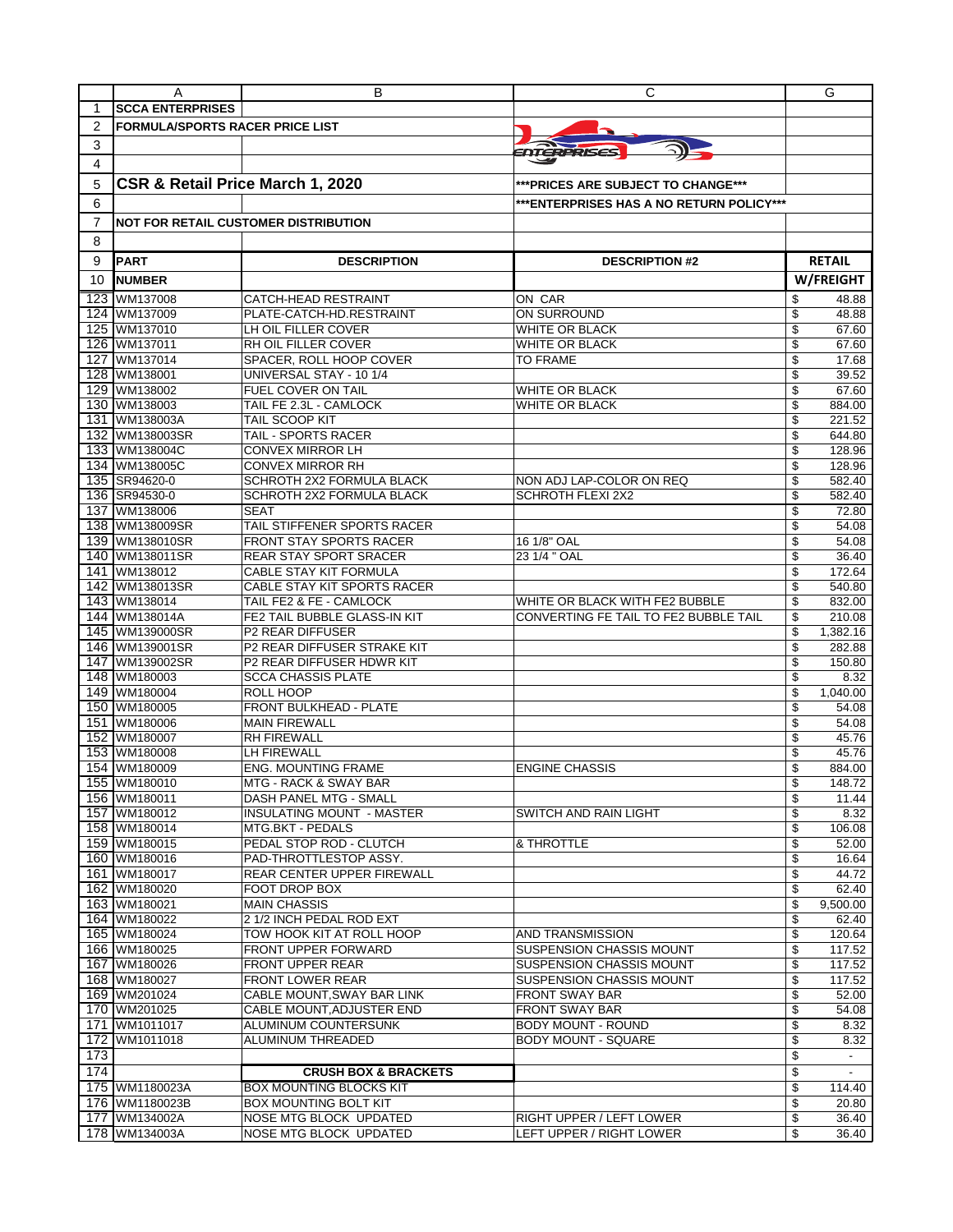**SCCA ENTERPRISES**

**FORMULA/SPORTS RACER PRICE LIST**

## CSR & Retail Price March 1, 2020

*****PRICES ARE SUBJECT TO CHANGE*****

*****ENTERPRISES HAS A NO RETURN POLICY*****

**NOT FOR RETAIL CUSTOMER DISTRIBUTION**

| | PART NUMBER | DESCRIPTION | DESCRIPTION #2 | RETAIL W/FREIGHT |
|---|---|---|---|---|
| 123 | WM137008 | CATCH-HEAD RESTRAINT | ON CAR | $ 48.88 |
| 124 | WM137009 | PLATE-CATCH-HD.RESTRAINT | ON SURROUND | $ 48.88 |
| 125 | WM137010 | LH OIL FILLER COVER | WHITE OR BLACK | $ 67.60 |
| 126 | WM137011 | RH OIL FILLER COVER | WHITE OR BLACK | $ 67.60 |
| 127 | WM137014 | SPACER, ROLL HOOP COVER | TO FRAME | $ 17.68 |
| 128 | WM138001 | UNIVERSAL STAY - 10 1/4 | | $ 39.52 |
| 129 | WM138002 | FUEL COVER ON TAIL | WHITE OR BLACK | $ 67.60 |
| 130 | WM138003 | TAIL FE 2.3L - CAMLOCK | WHITE OR BLACK | $ 884.00 |
| 131 | WM138003A | TAIL SCOOP KIT | | $ 221.52 |
| 132 | WM138003SR | TAIL - SPORTS RACER | | $ 644.80 |
| 133 | WM138004C | CONVEX MIRROR LH | | $ 128.96 |
| 134 | WM138005C | CONVEX MIRROR RH | | $ 128.96 |
| 135 | SR94620-0 | SCHROTH 2X2 FORMULA BLACK | NON ADJ LAP-COLOR ON REQ | $ 582.40 |
| 136 | SR94530-0 | SCHROTH 2X2 FORMULA BLACK | SCHROTH FLEXI 2X2 | $ 582.40 |
| 137 | WM138006 | SEAT | | $ 72.80 |
| 138 | WM138009SR | TAIL STIFFENER SPORTS RACER | | $ 54.08 |
| 139 | WM138010SR | FRONT STAY SPORTS RACER | 16 1/8" OAL | $ 54.08 |
| 140 | WM138011SR | REAR STAY SPORT SRACER | 23 1/4 " OAL | $ 36.40 |
| 141 | WM138012 | CABLE STAY KIT FORMULA | | $ 172.64 |
| 142 | WM138013SR | CABLE STAY KIT SPORTS RACER | | $ 540.80 |
| 143 | WM138014 | TAIL FE2 & FE - CAMLOCK | WHITE OR BLACK WITH FE2 BUBBLE | $ 832.00 |
| 144 | WM138014A | FE2 TAIL BUBBLE GLASS-IN KIT | CONVERTING FE TAIL TO FE2 BUBBLE TAIL | $ 210.08 |
| 145 | WM139000SR | P2 REAR DIFFUSER | | $ 1,382.16 |
| 146 | WM139001SR | P2 REAR DIFFUSER STRAKE KIT | | $ 282.88 |
| 147 | WM139002SR | P2 REAR DIFFUSER HDWR KIT | | $ 150.80 |
| 148 | WM180003 | SCCA CHASSIS PLATE | | $ 8.32 |
| 149 | WM180004 | ROLL HOOP | | $ 1,040.00 |
| 150 | WM180005 | FRONT BULKHEAD - PLATE | | $ 54.08 |
| 151 | WM180006 | MAIN FIREWALL | | $ 54.08 |
| 152 | WM180007 | RH FIREWALL | | $ 45.76 |
| 153 | WM180008 | LH FIREWALL | | $ 45.76 |
| 154 | WM180009 | ENG. MOUNTING FRAME | ENGINE CHASSIS | $ 884.00 |
| 155 | WM180010 | MTG - RACK & SWAY BAR | | $ 148.72 |
| 156 | WM180011 | DASH PANEL MTG - SMALL | | $ 11.44 |
| 157 | WM180012 | INSULATING MOUNT - MASTER | SWITCH AND RAIN LIGHT | $ 8.32 |
| 158 | WM180014 | MTG.BKT - PEDALS | | $ 106.08 |
| 159 | WM180015 | PEDAL STOP ROD - CLUTCH | & THROTTLE | $ 52.00 |
| 160 | WM180016 | PAD-THROTTLESTOP ASSY. | | $ 16.64 |
| 161 | WM180017 | REAR CENTER UPPER FIREWALL | | $ 44.72 |
| 162 | WM180020 | FOOT DROP BOX | | $ 62.40 |
| 163 | WM180021 | MAIN CHASSIS | | $ 9,500.00 |
| 164 | WM180022 | 2 1/2 INCH PEDAL ROD EXT | | $ 62.40 |
| 165 | WM180024 | TOW HOOK KIT AT ROLL HOOP | AND TRANSMISSION | $ 120.64 |
| 166 | WM180025 | FRONT UPPER FORWARD | SUSPENSION CHASSIS MOUNT | $ 117.52 |
| 167 | WM180026 | FRONT UPPER REAR | SUSPENSION CHASSIS MOUNT | $ 117.52 |
| 168 | WM180027 | FRONT LOWER REAR | SUSPENSION CHASSIS MOUNT | $ 117.52 |
| 169 | WM201024 | CABLE MOUNT,SWAY BAR LINK | FRONT SWAY BAR | $ 52.00 |
| 170 | WM201025 | CABLE MOUNT,ADJUSTER END | FRONT SWAY BAR | $ 54.08 |
| 171 | WM1011017 | ALUMINUM COUNTERSUNK | BODY MOUNT - ROUND | $ 8.32 |
| 172 | WM1011018 | ALUMINUM THREADED | BODY MOUNT - SQUARE | $ 8.32 |
| 173 | | | | $ - |
| 174 | | **CRUSH BOX & BRACKETS** | | $ - |
| 175 | WM1180023A | BOX MOUNTING BLOCKS KIT | | $ 114.40 |
| 176 | WM1180023B | BOX MOUNTING BOLT KIT | | $ 20.80 |
| 177 | WM134002A | NOSE MTG BLOCK UPDATED | RIGHT UPPER / LEFT LOWER | $ 36.40 |
| 178 | WM134003A | NOSE MTG BLOCK UPDATED | LEFT UPPER / RIGHT LOWER | $ 36.40 |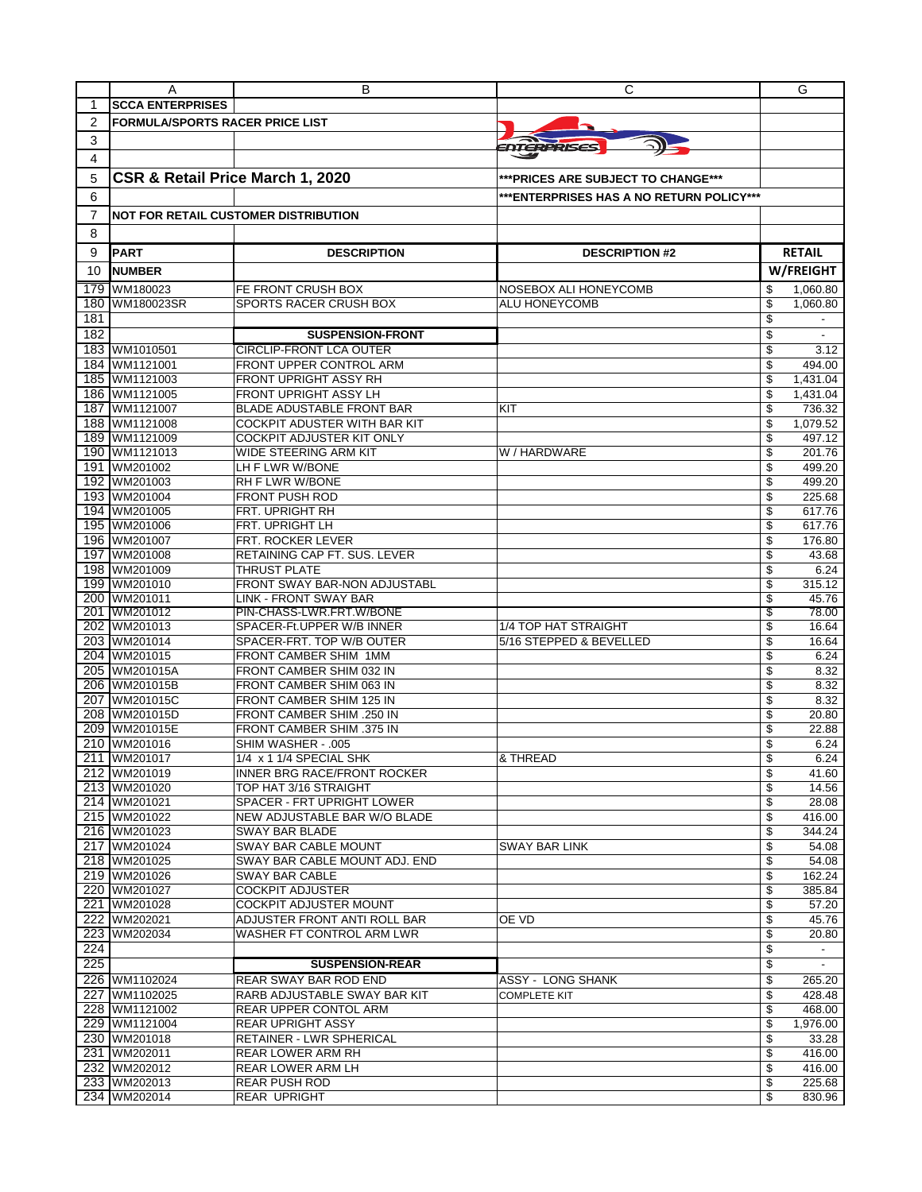| | A | B | C | G |
|---|---|---|---|---|
| 1 | **SCCA ENTERPRISES** | | | |
| 2 | **FORMULA/SPORTS RACER PRICE LIST** | | | |
| 3 | | | | |
| 4 | | | | |
| 5 | **CSR & Retail Price March 1, 2020** | | **\*\*\*PRICES ARE SUBJECT TO CHANGE\*\*\*** | |
| 6 | | | **\*\*\*ENTERPRISES HAS A NO RETURN POLICY\*\*\*** | |
| 7 | **NOT FOR RETAIL CUSTOMER DISTRIBUTION** | | | |
| 8 | | | | |
| 9 | **PART** | **DESCRIPTION** | **DESCRIPTION #2** | **RETAIL** |
| 10 | **NUMBER** | | | **W/FREIGHT** |
| 179 | WM180023 | FE FRONT CRUSH BOX | NOSEBOX ALI HONEYCOMB | $ 1,060.80 |
| 180 | WM180023SR | SPORTS RACER CRUSH BOX | ALU HONEYCOMB | $ 1,060.80 |
| 181 | | | | $ - |
| 182 | | **SUSPENSION-FRONT** | | $ - |
| 183 | WM1010501 | CIRCLIP-FRONT LCA OUTER | | $ 3.12 |
| 184 | WM1121001 | FRONT UPPER CONTROL ARM | | $ 494.00 |
| 185 | WM1121003 | FRONT UPRIGHT ASSY RH | | $ 1,431.04 |
| 186 | WM1121005 | FRONT UPRIGHT ASSY LH | | $ 1,431.04 |
| 187 | WM1121007 | BLADE ADUSTABLE FRONT BAR | KIT | $ 736.32 |
| 188 | WM1121008 | COCKPIT ADUSTER WITH BAR KIT | | $ 1,079.52 |
| 189 | WM1121009 | COCKPIT ADJUSTER KIT ONLY | | $ 497.12 |
| 190 | WM1121013 | WIDE STEERING ARM KIT | W / HARDWARE | $ 201.76 |
| 191 | WM201002 | LH F LWR W/BONE | | $ 499.20 |
| 192 | WM201003 | RH F LWR W/BONE | | $ 499.20 |
| 193 | WM201004 | FRONT PUSH ROD | | $ 225.68 |
| 194 | WM201005 | FRT. UPRIGHT RH | | $ 617.76 |
| 195 | WM201006 | FRT. UPRIGHT LH | | $ 617.76 |
| 196 | WM201007 | FRT. ROCKER LEVER | | $ 176.80 |
| 197 | WM201008 | RETAINING CAP FT. SUS. LEVER | | $ 43.68 |
| 198 | WM201009 | THRUST PLATE | | $ 6.24 |
| 199 | WM201010 | FRONT SWAY BAR-NON ADJUSTABL | | $ 315.12 |
| 200 | WM201011 | LINK - FRONT SWAY BAR | | $ 45.76 |
| 201 | WM201012 | PIN-CHASS-LWR.FRT.W/BONE | | $ 78.00 |
| 202 | WM201013 | SPACER-Ft.UPPER W/B INNER | 1/4 TOP HAT STRAIGHT | $ 16.64 |
| 203 | WM201014 | SPACER-FRT. TOP W/B OUTER | 5/16 STEPPED & BEVELLED | $ 16.64 |
| 204 | WM201015 | FRONT CAMBER SHIM 1MM | | $ 6.24 |
| 205 | WM201015A | FRONT CAMBER SHIM 032 IN | | $ 8.32 |
| 206 | WM201015B | FRONT CAMBER SHIM 063 IN | | $ 8.32 |
| 207 | WM201015C | FRONT CAMBER SHIM 125 IN | | $ 8.32 |
| 208 | WM201015D | FRONT CAMBER SHIM .250 IN | | $ 20.80 |
| 209 | WM201015E | FRONT CAMBER SHIM .375 IN | | $ 22.88 |
| 210 | WM201016 | SHIM WASHER - .005 | | $ 6.24 |
| 211 | WM201017 | 1/4 x 1 1/4 SPECIAL SHK | & THREAD | $ 6.24 |
| 212 | WM201019 | INNER BRG RACE/FRONT ROCKER | | $ 41.60 |
| 213 | WM201020 | TOP HAT 3/16 STRAIGHT | | $ 14.56 |
| 214 | WM201021 | SPACER - FRT UPRIGHT LOWER | | $ 28.08 |
| 215 | WM201022 | NEW ADJUSTABLE BAR W/O BLADE | | $ 416.00 |
| 216 | WM201023 | SWAY BAR BLADE | | $ 344.24 |
| 217 | WM201024 | SWAY BAR CABLE MOUNT | SWAY BAR LINK | $ 54.08 |
| 218 | WM201025 | SWAY BAR CABLE MOUNT ADJ. END | | $ 54.08 |
| 219 | WM201026 | SWAY BAR CABLE | | $ 162.24 |
| 220 | WM201027 | COCKPIT ADJUSTER | | $ 385.84 |
| 221 | WM201028 | COCKPIT ADJUSTER MOUNT | | $ 57.20 |
| 222 | WM202021 | ADJUSTER FRONT ANTI ROLL BAR | OE VD | $ 45.76 |
| 223 | WM202034 | WASHER FT CONTROL ARM LWR | | $ 20.80 |
| 224 | | | | $ - |
| 225 | | **SUSPENSION-REAR** | | $ - |
| 226 | WM1102024 | REAR SWAY BAR ROD END | ASSY - LONG SHANK | $ 265.20 |
| 227 | WM1102025 | RARB ADJUSTABLE SWAY BAR KIT | COMPLETE KIT | $ 428.48 |
| 228 | WM1121002 | REAR UPPER CONTOL ARM | | $ 468.00 |
| 229 | WM1121004 | REAR UPRIGHT ASSY | | $ 1,976.00 |
| 230 | WM201018 | RETAINER - LWR SPHERICAL | | $ 33.28 |
| 231 | WM202011 | REAR LOWER ARM RH | | $ 416.00 |
| 232 | WM202012 | REAR LOWER ARM LH | | $ 416.00 |
| 233 | WM202013 | REAR PUSH ROD | | $ 225.68 |
| 234 | WM202014 | REAR UPRIGHT | | $ 830.96 |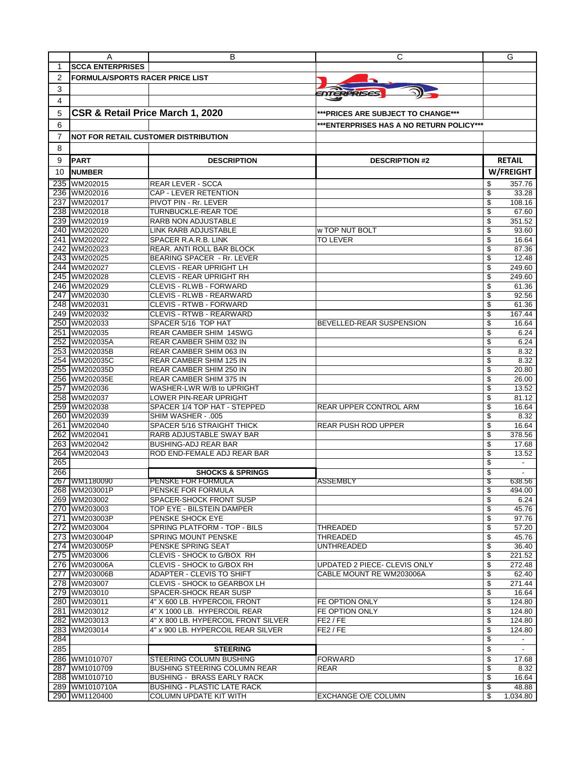| | A | B | C | G |
|---|---|---|---|---|
| 1 | **SCCA ENTERPRISES** | | | |
| 2 | **FORMULA/SPORTS RACER PRICE LIST** | | | |
| 3 | | | | |
| 4 | | | | |
| 5 | **CSR & Retail Price March 1, 2020** | | **\*\*\*PRICES ARE SUBJECT TO CHANGE\*\*\*** | |
| 6 | | | **\*\*\*ENTERPRISES HAS A NO RETURN POLICY\*\*\*** | |
| 7 | **NOT FOR RETAIL CUSTOMER DISTRIBUTION** | | | |
| 8 | | | | |
| 9 | **PART** | **DESCRIPTION** | **DESCRIPTION #2** | **RETAIL** |
| 10 | **NUMBER** | | | **W/FREIGHT** |
| 235 | WM202015 | REAR LEVER - SCCA | | $ 357.76 |
| 236 | WM202016 | CAP - LEVER RETENTION | | $ 33.28 |
| 237 | WM202017 | PIVOT PIN - Rr. LEVER | | $ 108.16 |
| 238 | WM202018 | TURNBUCKLE-REAR TOE | | $ 67.60 |
| 239 | WM202019 | RARB NON ADJUSTABLE | | $ 351.52 |
| 240 | WM202020 | LINK RARB ADJUSTABLE | w TOP NUT BOLT | $ 93.60 |
| 241 | WM202022 | SPACER R.A.R.B. LINK | TO LEVER | $ 16.64 |
| 242 | WM202023 | REAR. ANTI ROLL BAR BLOCK | | $ 87.36 |
| 243 | WM202025 | BEARING SPACER - Rr. LEVER | | $ 12.48 |
| 244 | WM202027 | CLEVIS - REAR UPRIGHT LH | | $ 249.60 |
| 245 | WM202028 | CLEVIS - REAR UPRIGHT RH | | $ 249.60 |
| 246 | WM202029 | CLEVIS - RLWB - FORWARD | | $ 61.36 |
| 247 | WM202030 | CLEVIS - RLWB - REARWARD | | $ 92.56 |
| 248 | WM202031 | CLEVIS - RTWB - FORWARD | | $ 61.36 |
| 249 | WM202032 | CLEVIS - RTWB - REARWARD | | $ 167.44 |
| 250 | WM202033 | SPACER 5/16 TOP HAT | BEVELLED-REAR SUSPENSION | $ 16.64 |
| 251 | WM202035 | REAR CAMBER SHIM 14SWG | | $ 6.24 |
| 252 | WM202035A | REAR CAMBER SHIM 032 IN | | $ 6.24 |
| 253 | WM202035B | REAR CAMBER SHIM 063 IN | | $ 8.32 |
| 254 | WM202035C | REAR CAMBER SHIM 125 IN | | $ 8.32 |
| 255 | WM202035D | REAR CAMBER SHIM 250 IN | | $ 20.80 |
| 256 | WM202035E | REAR CAMBER SHIM 375 IN | | $ 26.00 |
| 257 | WM202036 | WASHER-LWR W/B to UPRIGHT | | $ 13.52 |
| 258 | WM202037 | LOWER PIN-REAR UPRIGHT | | $ 81.12 |
| 259 | WM202038 | SPACER 1/4 TOP HAT - STEPPED | REAR UPPER CONTROL ARM | $ 16.64 |
| 260 | WM202039 | SHIM WASHER - .005 | | $ 8.32 |
| 261 | WM202040 | SPACER 5/16 STRAIGHT THICK | REAR PUSH ROD UPPER | $ 16.64 |
| 262 | WM202041 | RARB ADJUSTABLE SWAY BAR | | $ 378.56 |
| 263 | WM202042 | BUSHING-ADJ REAR BAR | | $ 17.68 |
| 264 | WM202043 | ROD END-FEMALE ADJ REAR BAR | | $ 13.52 |
| 265 | | | | $ - |
| 266 | | **SHOCKS & SPRINGS** | | $ - |
| 267 | WM1180090 | PENSKE FOR FORMULA | ASSEMBLY | $ 638.56 |
| 268 | WM203001P | PENSKE FOR FORMULA | | $ 494.00 |
| 269 | WM203002 | SPACER-SHOCK FRONT SUSP | | $ 6.24 |
| 270 | WM203003 | TOP EYE - BILSTEIN DAMPER | | $ 45.76 |
| 271 | WM203003P | PENSKE SHOCK EYE | | $ 97.76 |
| 272 | WM203004 | SPRING PLATFORM - TOP - BILS | THREADED | $ 57.20 |
| 273 | WM203004P | SPRING MOUNT PENSKE | THREADED | $ 45.76 |
| 274 | WM203005P | PENSKE SPRING SEAT | UNTHREADED | $ 36.40 |
| 275 | WM203006 | CLEVIS - SHOCK to G/BOX RH | | $ 221.52 |
| 276 | WM203006A | CLEVIS - SHOCK to G/BOX RH | UPDATED 2 PIECE- CLEVIS ONLY | $ 272.48 |
| 277 | WM203006B | ADAPTER - CLEVIS TO SHIFT | CABLE MOUNT RE WM203006A | $ 62.40 |
| 278 | WM203007 | CLEVIS - SHOCK to GEARBOX LH | | $ 271.44 |
| 279 | WM203010 | SPACER-SHOCK REAR SUSP | | $ 16.64 |
| 280 | WM203011 | 4" X 600 LB. HYPERCOIL FRONT | FE OPTION ONLY | $ 124.80 |
| 281 | WM203012 | 4" X 1000 LB. HYPERCOIL REAR | FE OPTION ONLY | $ 124.80 |
| 282 | WM203013 | 4" X 800 LB. HYPERCOIL FRONT SILVER | FE2 / FE | $ 124.80 |
| 283 | WM203014 | 4" x 900 LB. HYPERCOIL REAR SILVER | FE2 / FE | $ 124.80 |
| 284 | | | | $ - |
| 285 | | **STEERING** | | $ - |
| 286 | WM1010707 | STEERING COLUMN BUSHING | FORWARD | $ 17.68 |
| 287 | WM1010709 | BUSHING STEERING COLUMN REAR | REAR | $ 8.32 |
| 288 | WM1010710 | BUSHING - BRASS EARLY RACK | | $ 16.64 |
| 289 | WM1010710A | BUSHING - PLASTIC LATE RACK | | $ 48.88 |
| 290 | WM1120400 | COLUMN UPDATE KIT WITH | EXCHANGE O/E COLUMN | $ 1,034.80 |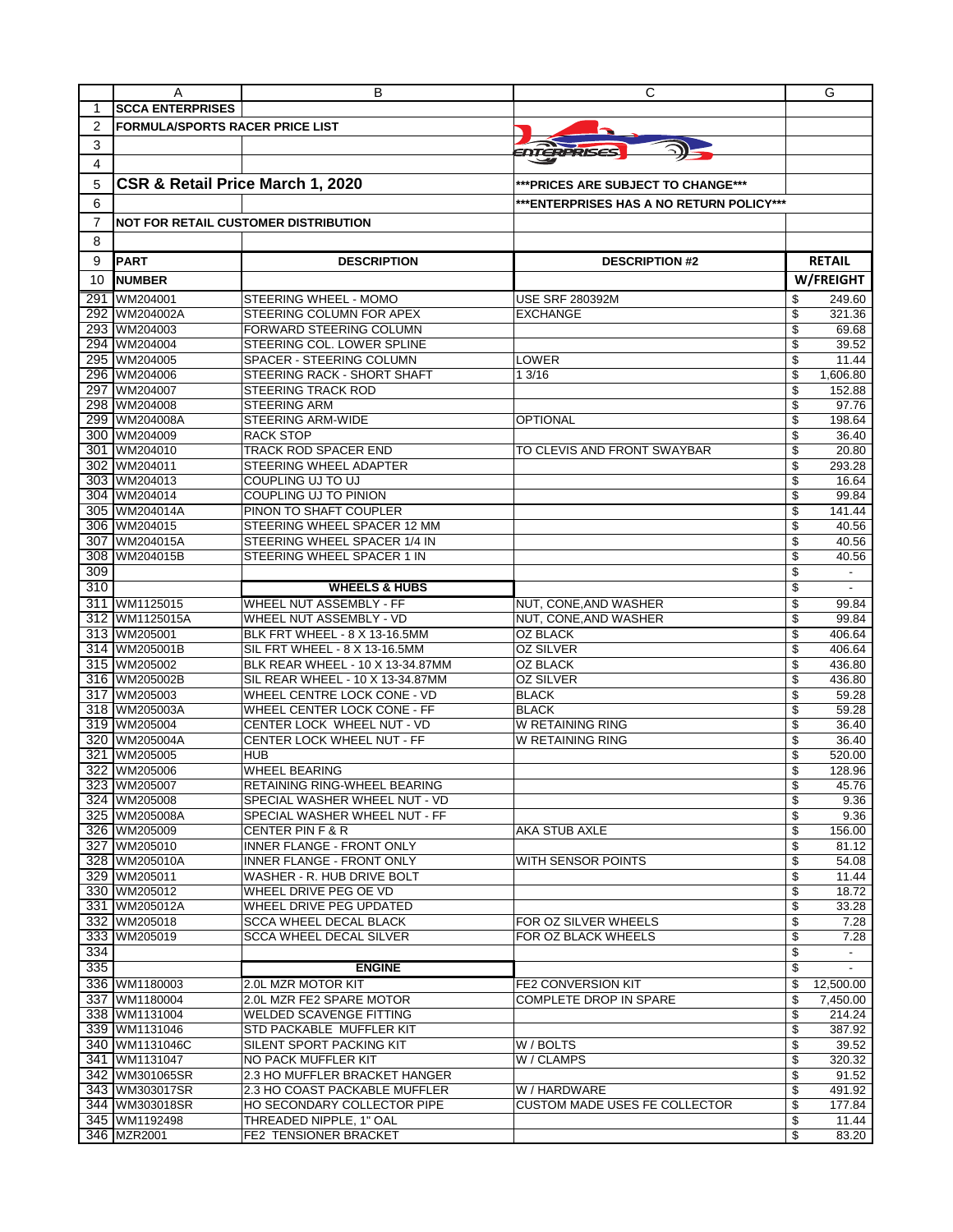| | A | B | C | G |
|---|---|---|---|---|
| 1 | **SCCA ENTERPRISES** | | | |
| 2 | **FORMULA/SPORTS RACER PRICE LIST** | | | |
| 3 | | | | |
| 4 | | | | |
| 5 | **CSR & Retail Price March 1, 2020** | | **\*\*\*PRICES ARE SUBJECT TO CHANGE\*\*\*** | |
| 6 | | | **\*\*\*ENTERPRISES HAS A NO RETURN POLICY\*\*\*** | |
| 7 | **NOT FOR RETAIL CUSTOMER DISTRIBUTION** | | | |
| 8 | | | | |
| 9 | **PART** | **DESCRIPTION** | **DESCRIPTION #2** | **RETAIL** |
| 10 | **NUMBER** | | | **W/FREIGHT** |
| 291 | WM204001 | STEERING WHEEL - MOMO | USE SRF 280392M | $ 249.60 |
| 292 | WM204002A | STEERING COLUMN FOR APEX | EXCHANGE | $ 321.36 |
| 293 | WM204003 | FORWARD STEERING COLUMN | | $ 69.68 |
| 294 | WM204004 | STEERING COL. LOWER SPLINE | | $ 39.52 |
| 295 | WM204005 | SPACER - STEERING COLUMN | LOWER | $ 11.44 |
| 296 | WM204006 | STEERING RACK - SHORT SHAFT | 1 3/16 | $ 1,606.80 |
| 297 | WM204007 | STEERING TRACK ROD | | $ 152.88 |
| 298 | WM204008 | STEERING ARM | | $ 97.76 |
| 299 | WM204008A | STEERING ARM-WIDE | OPTIONAL | $ 198.64 |
| 300 | WM204009 | RACK STOP | | $ 36.40 |
| 301 | WM204010 | TRACK ROD SPACER END | TO CLEVIS AND FRONT SWAYBAR | $ 20.80 |
| 302 | WM204011 | STEERING WHEEL ADAPTER | | $ 293.28 |
| 303 | WM204013 | COUPLING UJ TO UJ | | $ 16.64 |
| 304 | WM204014 | COUPLING UJ TO PINION | | $ 99.84 |
| 305 | WM204014A | PINON TO SHAFT COUPLER | | $ 141.44 |
| 306 | WM204015 | STEERING WHEEL SPACER 12 MM | | $ 40.56 |
| 307 | WM204015A | STEERING WHEEL SPACER 1/4 IN | | $ 40.56 |
| 308 | WM204015B | STEERING WHEEL SPACER 1 IN | | $ 40.56 |
| 309 | | | | $ - |
| 310 | | **WHEELS & HUBS** | | $ - |
| 311 | WM1125015 | WHEEL NUT ASSEMBLY - FF | NUT, CONE,AND WASHER | $ 99.84 |
| 312 | WM1125015A | WHEEL NUT ASSEMBLY - VD | NUT, CONE,AND WASHER | $ 99.84 |
| 313 | WM205001 | BLK FRT WHEEL - 8 X 13-16.5MM | OZ BLACK | $ 406.64 |
| 314 | WM205001B | SIL FRT WHEEL - 8 X 13-16.5MM | OZ SILVER | $ 406.64 |
| 315 | WM205002 | BLK REAR WHEEL - 10 X 13-34.87MM | OZ BLACK | $ 436.80 |
| 316 | WM205002B | SIL REAR WHEEL - 10 X 13-34.87MM | OZ SILVER | $ 436.80 |
| 317 | WM205003 | WHEEL CENTRE LOCK CONE - VD | BLACK | $ 59.28 |
| 318 | WM205003A | WHEEL CENTER LOCK CONE - FF | BLACK | $ 59.28 |
| 319 | WM205004 | CENTER LOCK WHEEL NUT - VD | W RETAINING RING | $ 36.40 |
| 320 | WM205004A | CENTER LOCK WHEEL NUT - FF | W RETAINING RING | $ 36.40 |
| 321 | WM205005 | HUB | | $ 520.00 |
| 322 | WM205006 | WHEEL BEARING | | $ 128.96 |
| 323 | WM205007 | RETAINING RING-WHEEL BEARING | | $ 45.76 |
| 324 | WM205008 | SPECIAL WASHER WHEEL NUT - VD | | $ 9.36 |
| 325 | WM205008A | SPECIAL WASHER WHEEL NUT - FF | | $ 9.36 |
| 326 | WM205009 | CENTER PIN F & R | AKA STUB AXLE | $ 156.00 |
| 327 | WM205010 | INNER FLANGE - FRONT ONLY | | $ 81.12 |
| 328 | WM205010A | INNER FLANGE - FRONT ONLY | WITH SENSOR POINTS | $ 54.08 |
| 329 | WM205011 | WASHER - R. HUB DRIVE BOLT | | $ 11.44 |
| 330 | WM205012 | WHEEL DRIVE PEG OE VD | | $ 18.72 |
| 331 | WM205012A | WHEEL DRIVE PEG UPDATED | | $ 33.28 |
| 332 | WM205018 | SCCA WHEEL DECAL BLACK | FOR OZ SILVER WHEELS | $ 7.28 |
| 333 | WM205019 | SCCA WHEEL DECAL SILVER | FOR OZ BLACK WHEELS | $ 7.28 |
| 334 | | | | $ - |
| 335 | | **ENGINE** | | $ - |
| 336 | WM1180003 | 2.0L MZR MOTOR KIT | FE2 CONVERSION KIT | $ 12,500.00 |
| 337 | WM1180004 | 2.0L MZR FE2 SPARE MOTOR | COMPLETE DROP IN SPARE | $ 7,450.00 |
| 338 | WM1131004 | WELDED SCAVENGE FITTING | | $ 214.24 |
| 339 | WM1131046 | STD PACKABLE MUFFLER KIT | | $ 387.92 |
| 340 | WM1131046C | SILENT SPORT PACKING KIT | W / BOLTS | $ 39.52 |
| 341 | WM1131047 | NO PACK MUFFLER KIT | W / CLAMPS | $ 320.32 |
| 342 | WM301065SR | 2.3 HO MUFFLER BRACKET HANGER | | $ 91.52 |
| 343 | WM303017SR | 2.3 HO COAST PACKABLE MUFFLER | W / HARDWARE | $ 491.92 |
| 344 | WM303018SR | HO SECONDARY COLLECTOR PIPE | CUSTOM MADE USES FE COLLECTOR | $ 177.84 |
| 345 | WM1192498 | THREADED NIPPLE, 1" OAL | | $ 11.44 |
| 346 | MZR2001 | FE2 TENSIONER BRACKET | | $ 83.20 |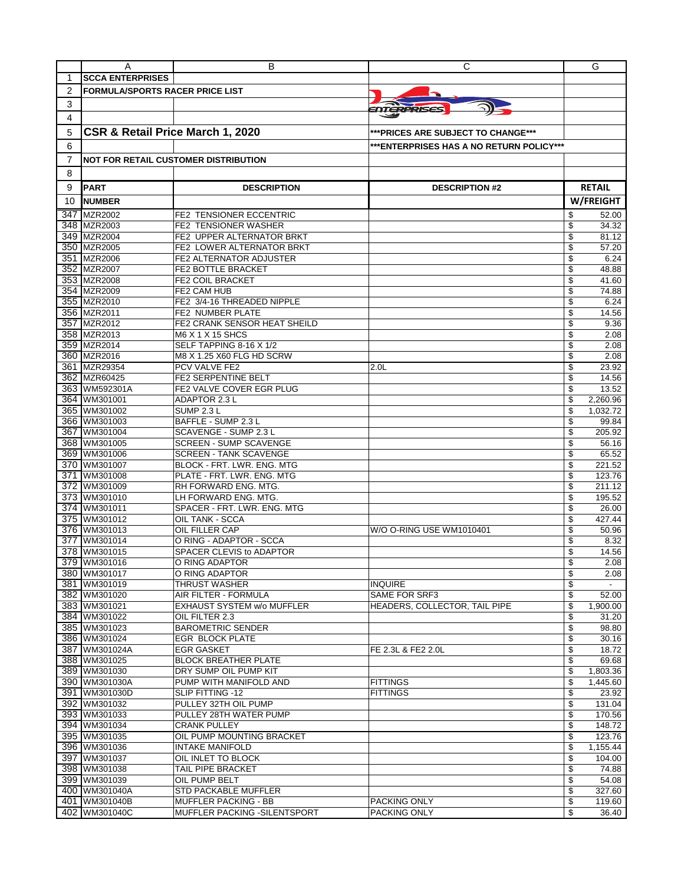| | A | B | C | G |
|---|---|---|---|---|
| 1 | **SCCA ENTERPRISES** | | | |
| 2 | **FORMULA/SPORTS RACER PRICE LIST** | | | |
| 3 | | | | |
| 4 | | | | |
| 5 | **CSR & Retail Price March 1, 2020** | | **\*\*\*PRICES ARE SUBJECT TO CHANGE\*\*\*** | |
| 6 | | | **\*\*\*ENTERPRISES HAS A NO RETURN POLICY\*\*\*** | |
| 7 | **NOT FOR RETAIL CUSTOMER DISTRIBUTION** | | | |
| 8 | | | | |
| 9 | **PART** | **DESCRIPTION** | **DESCRIPTION #2** | **RETAIL** |
| 10 | **NUMBER** | | | **W/FREIGHT** |
| 347 | MZR2002 | FE2 TENSIONER ECCENTRIC | | $ 52.00 |
| 348 | MZR2003 | FE2 TENSIONER WASHER | | $ 34.32 |
| 349 | MZR2004 | FE2 UPPER ALTERNATOR BRKT | | $ 81.12 |
| 350 | MZR2005 | FE2 LOWER ALTERNATOR BRKT | | $ 57.20 |
| 351 | MZR2006 | FE2 ALTERNATOR ADJUSTER | | $ 6.24 |
| 352 | MZR2007 | FE2 BOTTLE BRACKET | | $ 48.88 |
| 353 | MZR2008 | FE2 COIL BRACKET | | $ 41.60 |
| 354 | MZR2009 | FE2 CAM HUB | | $ 74.88 |
| 355 | MZR2010 | FE2 3/4-16 THREADED NIPPLE | | $ 6.24 |
| 356 | MZR2011 | FE2 NUMBER PLATE | | $ 14.56 |
| 357 | MZR2012 | FE2 CRANK SENSOR HEAT SHEILD | | $ 9.36 |
| 358 | MZR2013 | M6 X 1 X 15 SHCS | | $ 2.08 |
| 359 | MZR2014 | SELF TAPPING 8-16 X 1/2 | | $ 2.08 |
| 360 | MZR2016 | M8 X 1.25 X60 FLG HD SCRW | | $ 2.08 |
| 361 | MZR29354 | PCV VALVE FE2 | 2.0L | $ 23.92 |
| 362 | MZR60425 | FE2 SERPENTINE BELT | | $ 14.56 |
| 363 | WM592301A | FE2 VALVE COVER EGR PLUG | | $ 13.52 |
| 364 | WM301001 | ADAPTOR 2.3 L | | $ 2,260.96 |
| 365 | WM301002 | SUMP 2.3 L | | $ 1,032.72 |
| 366 | WM301003 | BAFFLE - SUMP 2.3 L | | $ 99.84 |
| 367 | WM301004 | SCAVENGE - SUMP 2.3 L | | $ 205.92 |
| 368 | WM301005 | SCREEN - SUMP SCAVENGE | | $ 56.16 |
| 369 | WM301006 | SCREEN - TANK SCAVENGE | | $ 65.52 |
| 370 | WM301007 | BLOCK - FRT. LWR. ENG. MTG | | $ 221.52 |
| 371 | WM301008 | PLATE - FRT. LWR. ENG. MTG | | $ 123.76 |
| 372 | WM301009 | RH FORWARD ENG. MTG. | | $ 211.12 |
| 373 | WM301010 | LH FORWARD ENG. MTG. | | $ 195.52 |
| 374 | WM301011 | SPACER - FRT. LWR. ENG. MTG | | $ 26.00 |
| 375 | WM301012 | OIL TANK - SCCA | | $ 427.44 |
| 376 | WM301013 | OIL FILLER CAP | W/O O-RING USE WM1010401 | $ 50.96 |
| 377 | WM301014 | O RING - ADAPTOR - SCCA | | $ 8.32 |
| 378 | WM301015 | SPACER CLEVIS to ADAPTOR | | $ 14.56 |
| 379 | WM301016 | O RING ADAPTOR | | $ 2.08 |
| 380 | WM301017 | O RING ADAPTOR | | $ 2.08 |
| 381 | WM301019 | THRUST WASHER | INQUIRE | $ - |
| 382 | WM301020 | AIR FILTER - FORMULA | SAME FOR SRF3 | $ 52.00 |
| 383 | WM301021 | EXHAUST SYSTEM w/o MUFFLER | HEADERS, COLLECTOR, TAIL PIPE | $ 1,900.00 |
| 384 | WM301022 | OIL FILTER 2.3 | | $ 31.20 |
| 385 | WM301023 | BAROMETRIC SENDER | | $ 98.80 |
| 386 | WM301024 | EGR BLOCK PLATE | | $ 30.16 |
| 387 | WM301024A | EGR GASKET | FE 2.3L & FE2 2.0L | $ 18.72 |
| 388 | WM301025 | BLOCK BREATHER PLATE | | $ 69.68 |
| 389 | WM301030 | DRY SUMP OIL PUMP KIT | | $ 1,803.36 |
| 390 | WM301030A | PUMP WITH MANIFOLD AND | FITTINGS | $ 1,445.60 |
| 391 | WM301030D | SLIP FITTING -12 | FITTINGS | $ 23.92 |
| 392 | WM301032 | PULLEY 32TH OIL PUMP | | $ 131.04 |
| 393 | WM301033 | PULLEY 28TH WATER PUMP | | $ 170.56 |
| 394 | WM301034 | CRANK PULLEY | | $ 148.72 |
| 395 | WM301035 | OIL PUMP MOUNTING BRACKET | | $ 123.76 |
| 396 | WM301036 | INTAKE MANIFOLD | | $ 1,155.44 |
| 397 | WM301037 | OIL INLET TO BLOCK | | $ 104.00 |
| 398 | WM301038 | TAIL PIPE BRACKET | | $ 74.88 |
| 399 | WM301039 | OIL PUMP BELT | | $ 54.08 |
| 400 | WM301040A | STD PACKABLE MUFFLER | | $ 327.60 |
| 401 | WM301040B | MUFFLER PACKING - BB | PACKING ONLY | $ 119.60 |
| 402 | WM301040C | MUFFLER PACKING -SILENTSPORT | PACKING ONLY | $ 36.40 |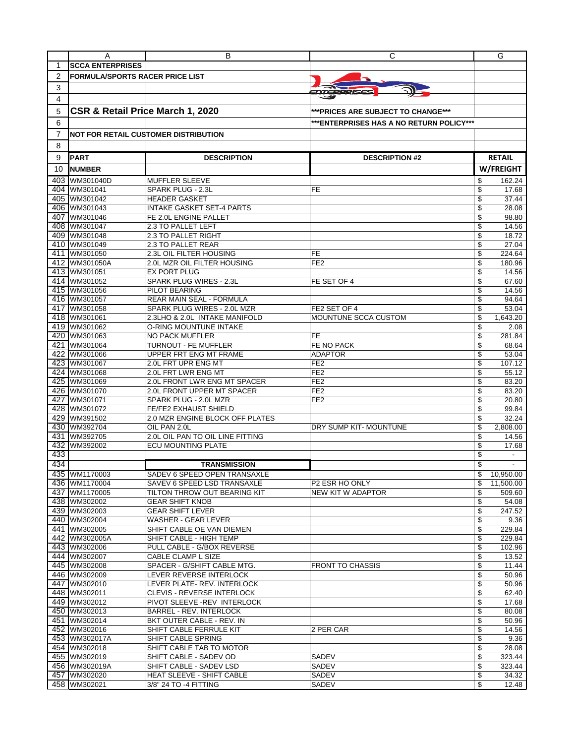|  | A | B | C | G |
|---|---|---|---|---|
| 1 | SCCA ENTERPRISES |  |  |  |
| 2 | FORMULA/SPORTS RACER PRICE LIST |  |  |  |
| 3 |  |  |  |  |
| 4 |  |  |  |  |
| 5 | **CSR & Retail Price March 1, 2020** |  | **\*\*\*PRICES ARE SUBJECT TO CHANGE\*\*\*** |  |
| 6 |  |  | **\*\*\*ENTERPRISES HAS A NO RETURN POLICY\*\*\*** |  |
| 7 | **NOT FOR RETAIL CUSTOMER DISTRIBUTION** |  |  |  |
| 8 |  |  |  |  |
| 9 | **PART** | **DESCRIPTION** | **DESCRIPTION #2** | **RETAIL** |
| 10 | **NUMBER** |  |  | **W/FREIGHT** |
| 403 | WM301040D | MUFFLER SLEEVE |  | $ 162.24 |
| 404 | WM301041 | SPARK PLUG - 2.3L | FE | $ 17.68 |
| 405 | WM301042 | HEADER GASKET |  | $ 37.44 |
| 406 | WM301043 | INTAKE GASKET SET-4 PARTS |  | $ 28.08 |
| 407 | WM301046 | FE 2.0L ENGINE PALLET |  | $ 98.80 |
| 408 | WM301047 | 2.3 TO PALLET LEFT |  | $ 14.56 |
| 409 | WM301048 | 2.3 TO PALLET RIGHT |  | $ 18.72 |
| 410 | WM301049 | 2.3 TO PALLET REAR |  | $ 27.04 |
| 411 | WM301050 | 2.3L OIL FILTER HOUSING | FE | $ 224.64 |
| 412 | WM301050A | 2.0L MZR OIL FILTER HOUSING | FE2 | $ 180.96 |
| 413 | WM301051 | EX PORT PLUG |  | $ 14.56 |
| 414 | WM301052 | SPARK PLUG WIRES - 2.3L | FE SET OF 4 | $ 67.60 |
| 415 | WM301056 | PILOT BEARING |  | $ 14.56 |
| 416 | WM301057 | REAR MAIN SEAL - FORMULA |  | $ 94.64 |
| 417 | WM301058 | SPARK PLUG WIRES - 2.0L MZR | FE2 SET OF 4 | $ 53.04 |
| 418 | WM301061 | 2.3LHO & 2.0L INTAKE MANIFOLD | MOUNTUNE SCCA CUSTOM | $ 1,643.20 |
| 419 | WM301062 | O-RING MOUNTUNE INTAKE |  | $ 2.08 |
| 420 | WM301063 | NO PACK MUFFLER | FE | $ 281.84 |
| 421 | WM301064 | TURNOUT - FE MUFFLER | FE NO PACK | $ 68.64 |
| 422 | WM301066 | UPPER FRT ENG MT FRAME | ADAPTOR | $ 53.04 |
| 423 | WM301067 | 2.0L FRT UPR ENG MT | FE2 | $ 107.12 |
| 424 | WM301068 | 2.0L FRT LWR ENG MT | FE2 | $ 55.12 |
| 425 | WM301069 | 2.0L FRONT LWR ENG MT SPACER | FE2 | $ 83.20 |
| 426 | WM301070 | 2.0L FRONT UPPER MT SPACER | FE2 | $ 83.20 |
| 427 | WM301071 | SPARK PLUG - 2.0L MZR | FE2 | $ 20.80 |
| 428 | WM301072 | FE/FE2 EXHAUST SHIELD |  | $ 99.84 |
| 429 | WM391502 | 2.0 MZR ENGINE BLOCK OFF PLATES |  | $ 32.24 |
| 430 | WM392704 | OIL PAN 2.0L | DRY SUMP KIT- MOUNTUNE | $ 2,808.00 |
| 431 | WM392705 | 2.0L OIL PAN TO OIL LINE FITTING |  | $ 14.56 |
| 432 | WM392002 | ECU MOUNTING PLATE |  | $ 17.68 |
| 433 |  |  |  | $ - |
| 434 |  | **TRANSMISSION** |  | $ - |
| 435 | WM1170003 | SADEV 6 SPEED OPEN TRANSAXLE |  | $ 10,950.00 |
| 436 | WM1170004 | SAVEV 6 SPEED LSD TRANSAXLE | P2 ESR HO ONLY | $ 11,500.00 |
| 437 | WM1170005 | TILTON THROW OUT BEARING KIT | NEW KIT W ADAPTOR | $ 509.60 |
| 438 | WM302002 | GEAR SHIFT KNOB |  | $ 54.08 |
| 439 | WM302003 | GEAR SHIFT LEVER |  | $ 247.52 |
| 440 | WM302004 | WASHER - GEAR LEVER |  | $ 9.36 |
| 441 | WM302005 | SHIFT CABLE OE VAN DIEMEN |  | $ 229.84 |
| 442 | WM302005A | SHIFT CABLE - HIGH TEMP |  | $ 229.84 |
| 443 | WM302006 | PULL CABLE - G/BOX REVERSE |  | $ 102.96 |
| 444 | WM302007 | CABLE CLAMP L SIZE |  | $ 13.52 |
| 445 | WM302008 | SPACER - G/SHIFT CABLE MTG. | FRONT TO CHASSIS | $ 11.44 |
| 446 | WM302009 | LEVER REVERSE INTERLOCK |  | $ 50.96 |
| 447 | WM302010 | LEVER PLATE- REV. INTERLOCK |  | $ 50.96 |
| 448 | WM302011 | CLEVIS - REVERSE INTERLOCK |  | $ 62.40 |
| 449 | WM302012 | PIVOT SLEEVE -REV INTERLOCK |  | $ 17.68 |
| 450 | WM302013 | BARREL - REV. INTERLOCK |  | $ 80.08 |
| 451 | WM302014 | BKT OUTER CABLE - REV. IN |  | $ 50.96 |
| 452 | WM302016 | SHIFT CABLE FERRULE KIT | 2 PER CAR | $ 14.56 |
| 453 | WM302017A | SHIFT CABLE SPRING |  | $ 9.36 |
| 454 | WM302018 | SHIFT CABLE TAB TO MOTOR |  | $ 28.08 |
| 455 | WM302019 | SHIFT CABLE - SADEV OD | SADEV | $ 323.44 |
| 456 | WM302019A | SHIFT CABLE - SADEV LSD | SADEV | $ 323.44 |
| 457 | WM302020 | HEAT SLEEVE - SHIFT CABLE | SADEV | $ 34.32 |
| 458 | WM302021 | 3/8" 24 TO -4 FITTING | SADEV | $ 12.48 |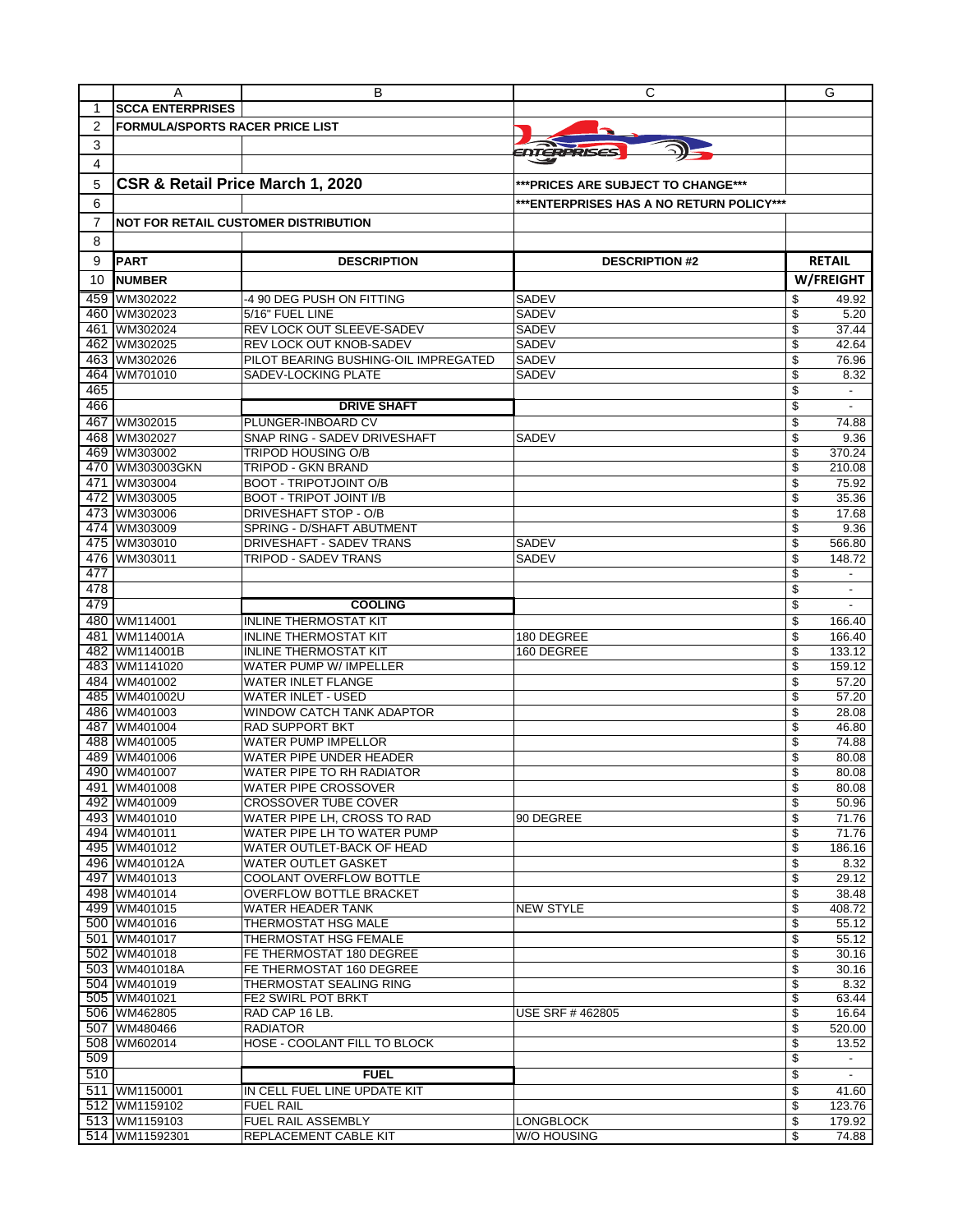| | A | B | C | G |
|---|---|---|---|---|
| 1 | **SCCA ENTERPRISES** | | | |
| 2 | **FORMULA/SPORTS RACER PRICE LIST** | | | |
| 3 | | | | |
| 4 | | | | |
| 5 | **CSR & Retail Price March 1, 2020** | | **\*\*\*PRICES ARE SUBJECT TO CHANGE\*\*\*** | |
| 6 | | | **\*\*\*ENTERPRISES HAS A NO RETURN POLICY\*\*\*** | |
| 7 | **NOT FOR RETAIL CUSTOMER DISTRIBUTION** | | | |
| 8 | | | | |
| 9 | **PART** | **DESCRIPTION** | **DESCRIPTION #2** | **RETAIL** |
| 10 | **NUMBER** | | | **W/FREIGHT** |
| 459 | WM302022 | -4 90 DEG PUSH ON FITTING | SADEV | $ 49.92 |
| 460 | WM302023 | 5/16" FUEL LINE | SADEV | $ 5.20 |
| 461 | WM302024 | REV LOCK OUT SLEEVE-SADEV | SADEV | $ 37.44 |
| 462 | WM302025 | REV LOCK OUT KNOB-SADEV | SADEV | $ 42.64 |
| 463 | WM302026 | PILOT BEARING BUSHING-OIL IMPREGATED | SADEV | $ 76.96 |
| 464 | WM701010 | SADEV-LOCKING PLATE | SADEV | $ 8.32 |
| 465 | | | | $ - |
| 466 | | **DRIVE SHAFT** | | $ - |
| 467 | WM302015 | PLUNGER-INBOARD CV | | $ 74.88 |
| 468 | WM302027 | SNAP RING - SADEV DRIVESHAFT | SADEV | $ 9.36 |
| 469 | WM303002 | TRIPOD HOUSING O/B | | $ 370.24 |
| 470 | WM303003GKN | TRIPOD - GKN BRAND | | $ 210.08 |
| 471 | WM303004 | BOOT - TRIPOTJOINT O/B | | $ 75.92 |
| 472 | WM303005 | BOOT - TRIPOT JOINT I/B | | $ 35.36 |
| 473 | WM303006 | DRIVESHAFT STOP - O/B | | $ 17.68 |
| 474 | WM303009 | SPRING - D/SHAFT ABUTMENT | | $ 9.36 |
| 475 | WM303010 | DRIVESHAFT - SADEV TRANS | SADEV | $ 566.80 |
| 476 | WM303011 | TRIPOD - SADEV TRANS | SADEV | $ 148.72 |
| 477 | | | | $ - |
| 478 | | | | $ - |
| 479 | | **COOLING** | | $ - |
| 480 | WM114001 | INLINE THERMOSTAT KIT | | $ 166.40 |
| 481 | WM114001A | INLINE THERMOSTAT KIT | 180 DEGREE | $ 166.40 |
| 482 | WM114001B | INLINE THERMOSTAT KIT | 160 DEGREE | $ 133.12 |
| 483 | WM1141020 | WATER PUMP W/ IMPELLER | | $ 159.12 |
| 484 | WM401002 | WATER INLET FLANGE | | $ 57.20 |
| 485 | WM401002U | WATER INLET - USED | | $ 57.20 |
| 486 | WM401003 | WINDOW CATCH TANK ADAPTOR | | $ 28.08 |
| 487 | WM401004 | RAD SUPPORT BKT | | $ 46.80 |
| 488 | WM401005 | WATER PUMP IMPELLOR | | $ 74.88 |
| 489 | WM401006 | WATER PIPE UNDER HEADER | | $ 80.08 |
| 490 | WM401007 | WATER PIPE TO RH RADIATOR | | $ 80.08 |
| 491 | WM401008 | WATER PIPE CROSSOVER | | $ 80.08 |
| 492 | WM401009 | CROSSOVER TUBE COVER | | $ 50.96 |
| 493 | WM401010 | WATER PIPE LH, CROSS TO RAD | 90 DEGREE | $ 71.76 |
| 494 | WM401011 | WATER PIPE LH TO WATER PUMP | | $ 71.76 |
| 495 | WM401012 | WATER OUTLET-BACK OF HEAD | | $ 186.16 |
| 496 | WM401012A | WATER OUTLET GASKET | | $ 8.32 |
| 497 | WM401013 | COOLANT OVERFLOW BOTTLE | | $ 29.12 |
| 498 | WM401014 | OVERFLOW BOTTLE BRACKET | | $ 38.48 |
| 499 | WM401015 | WATER HEADER TANK | NEW STYLE | $ 408.72 |
| 500 | WM401016 | THERMOSTAT HSG MALE | | $ 55.12 |
| 501 | WM401017 | THERMOSTAT HSG FEMALE | | $ 55.12 |
| 502 | WM401018 | FE THERMOSTAT 180 DEGREE | | $ 30.16 |
| 503 | WM401018A | FE THERMOSTAT 160 DEGREE | | $ 30.16 |
| 504 | WM401019 | THERMOSTAT SEALING RING | | $ 8.32 |
| 505 | WM401021 | FE2 SWIRL POT BRKT | | $ 63.44 |
| 506 | WM462805 | RAD CAP 16 LB. | USE SRF # 462805 | $ 16.64 |
| 507 | WM480466 | RADIATOR | | $ 520.00 |
| 508 | WM602014 | HOSE - COOLANT FILL TO BLOCK | | $ 13.52 |
| 509 | | | | $ - |
| 510 | | **FUEL** | | $ - |
| 511 | WM1150001 | IN CELL FUEL LINE UPDATE KIT | | $ 41.60 |
| 512 | WM1159102 | FUEL RAIL | | $ 123.76 |
| 513 | WM1159103 | FUEL RAIL ASSEMBLY | LONGBLOCK | $ 179.92 |
| 514 | WM11592301 | REPLACEMENT CABLE KIT | W/O HOUSING | $ 74.88 |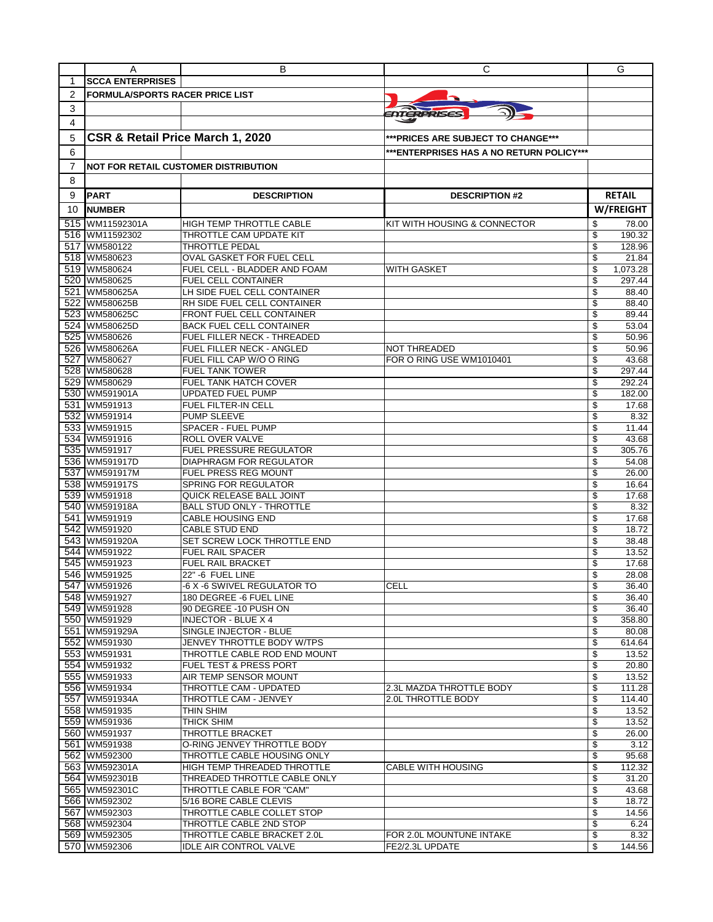| | A | B | C | G |
|---|---|---|---|---|
| 1 | **SCCA ENTERPRISES** | | | |
| 2 | **FORMULA/SPORTS RACER PRICE LIST** | | | |
| 3 | | | | |
| 4 | | | | |
| 5 | **CSR & Retail Price March 1, 2020** | | **\*\*\*PRICES ARE SUBJECT TO CHANGE\*\*\*** | |
| 6 | | | **\*\*\*ENTERPRISES HAS A NO RETURN POLICY\*\*\*** | |
| 7 | **NOT FOR RETAIL CUSTOMER DISTRIBUTION** | | | |
| 8 | | | | |
| 9 | **PART** | **DESCRIPTION** | **DESCRIPTION #2** | **RETAIL** |
| 10 | **NUMBER** | | | **W/FREIGHT** |
| 515 | WM11592301A | HIGH TEMP THROTTLE CABLE | KIT WITH HOUSING & CONNECTOR | $ 78.00 |
| 516 | WM11592302 | THROTTLE CAM UPDATE KIT | | $ 190.32 |
| 517 | WM580122 | THROTTLE PEDAL | | $ 128.96 |
| 518 | WM580623 | OVAL GASKET FOR FUEL CELL | | $ 21.84 |
| 519 | WM580624 | FUEL CELL - BLADDER AND FOAM | WITH GASKET | $ 1,073.28 |
| 520 | WM580625 | FUEL CELL CONTAINER | | $ 297.44 |
| 521 | WM580625A | LH SIDE FUEL CELL CONTAINER | | $ 88.40 |
| 522 | WM580625B | RH SIDE FUEL CELL CONTAINER | | $ 88.40 |
| 523 | WM580625C | FRONT FUEL CELL CONTAINER | | $ 89.44 |
| 524 | WM580625D | BACK FUEL CELL CONTAINER | | $ 53.04 |
| 525 | WM580626 | FUEL FILLER NECK - THREADED | | $ 50.96 |
| 526 | WM580626A | FUEL FILLER NECK - ANGLED | NOT THREADED | $ 50.96 |
| 527 | WM580627 | FUEL FILL CAP W/O O RING | FOR O RING USE WM1010401 | $ 43.68 |
| 528 | WM580628 | FUEL TANK TOWER | | $ 297.44 |
| 529 | WM580629 | FUEL TANK HATCH COVER | | $ 292.24 |
| 530 | WM591901A | UPDATED FUEL PUMP | | $ 182.00 |
| 531 | WM591913 | FUEL FILTER-IN CELL | | $ 17.68 |
| 532 | WM591914 | PUMP SLEEVE | | $ 8.32 |
| 533 | WM591915 | SPACER - FUEL PUMP | | $ 11.44 |
| 534 | WM591916 | ROLL OVER VALVE | | $ 43.68 |
| 535 | WM591917 | FUEL PRESSURE REGULATOR | | $ 305.76 |
| 536 | WM591917D | DIAPHRAGM FOR REGULATOR | | $ 54.08 |
| 537 | WM591917M | FUEL PRESS REG MOUNT | | $ 26.00 |
| 538 | WM591917S | SPRING FOR REGULATOR | | $ 16.64 |
| 539 | WM591918 | QUICK RELEASE BALL JOINT | | $ 17.68 |
| 540 | WM591918A | BALL STUD ONLY - THROTTLE | | $ 8.32 |
| 541 | WM591919 | CABLE HOUSING END | | $ 17.68 |
| 542 | WM591920 | CABLE STUD END | | $ 18.72 |
| 543 | WM591920A | SET SCREW LOCK THROTTLE END | | $ 38.48 |
| 544 | WM591922 | FUEL RAIL SPACER | | $ 13.52 |
| 545 | WM591923 | FUEL RAIL BRACKET | | $ 17.68 |
| 546 | WM591925 | 22" -6 FUEL LINE | | $ 28.08 |
| 547 | WM591926 | -6 X -6 SWIVEL REGULATOR TO | CELL | $ 36.40 |
| 548 | WM591927 | 180 DEGREE -6 FUEL LINE | | $ 36.40 |
| 549 | WM591928 | 90 DEGREE -10 PUSH ON | | $ 36.40 |
| 550 | WM591929 | INJECTOR - BLUE X 4 | | $ 358.80 |
| 551 | WM591929A | SINGLE INJECTOR - BLUE | | $ 80.08 |
| 552 | WM591930 | JENVEY THROTTLE BODY W/TPS | | $ 614.64 |
| 553 | WM591931 | THROTTLE CABLE ROD END MOUNT | | $ 13.52 |
| 554 | WM591932 | FUEL TEST & PRESS PORT | | $ 20.80 |
| 555 | WM591933 | AIR TEMP SENSOR MOUNT | | $ 13.52 |
| 556 | WM591934 | THROTTLE CAM - UPDATED | 2.3L MAZDA THROTTLE BODY | $ 111.28 |
| 557 | WM591934A | THROTTLE CAM - JENVEY | 2.0L THROTTLE BODY | $ 114.40 |
| 558 | WM591935 | THIN SHIM | | $ 13.52 |
| 559 | WM591936 | THICK SHIM | | $ 13.52 |
| 560 | WM591937 | THROTTLE BRACKET | | $ 26.00 |
| 561 | WM591938 | O-RING JENVEY THROTTLE BODY | | $ 3.12 |
| 562 | WM592300 | THROTTLE CABLE HOUSING ONLY | | $ 95.68 |
| 563 | WM592301A | HIGH TEMP THREADED THROTTLE | CABLE WITH HOUSING | $ 112.32 |
| 564 | WM592301B | THREADED THROTTLE CABLE ONLY | | $ 31.20 |
| 565 | WM592301C | THROTTLE CABLE FOR "CAM" | | $ 43.68 |
| 566 | WM592302 | 5/16 BORE CABLE CLEVIS | | $ 18.72 |
| 567 | WM592303 | THROTTLE CABLE COLLET STOP | | $ 14.56 |
| 568 | WM592304 | THROTTLE CABLE 2ND STOP | | $ 6.24 |
| 569 | WM592305 | THROTTLE CABLE BRACKET 2.0L | FOR 2.0L MOUNTUNE INTAKE | $ 8.32 |
| 570 | WM592306 | IDLE AIR CONTROL VALVE | FE2/2.3L UPDATE | $ 144.56 |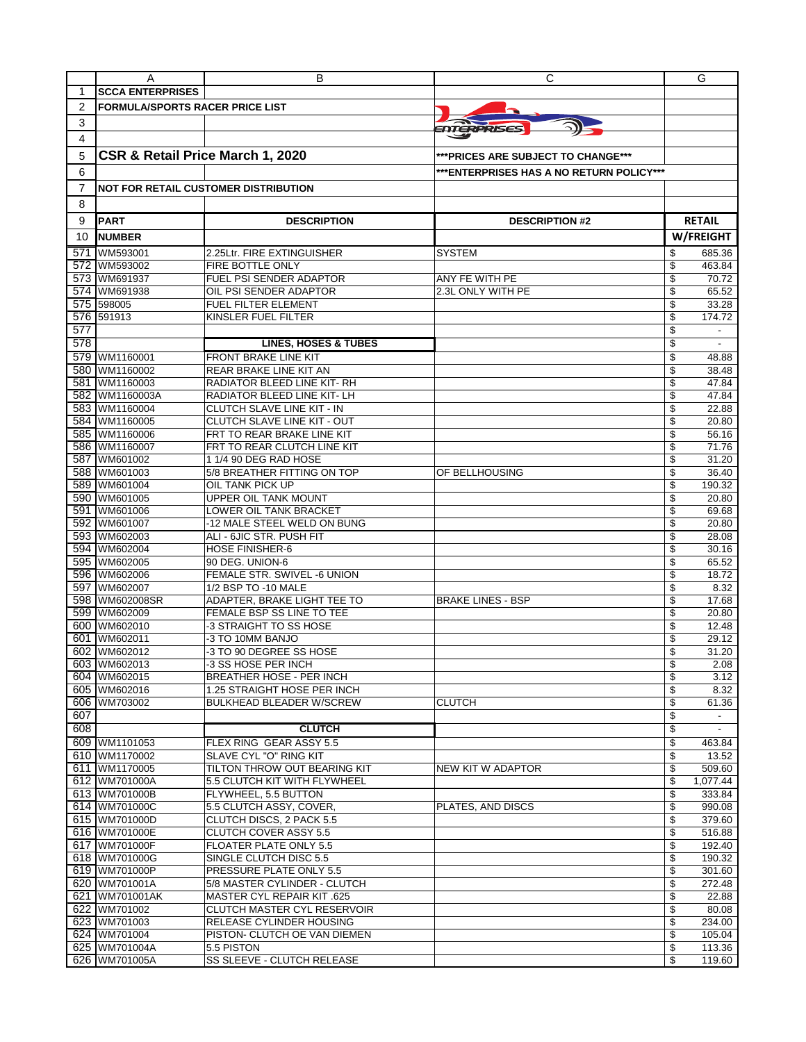| | A | B | C | G |
|---|---|---|---|---|
| 1 | **SCCA ENTERPRISES** | | | |
| 2 | **FORMULA/SPORTS RACER PRICE LIST** | | | |
| 3 | | | | |
| 4 | | | | |
| 5 | **CSR & Retail Price March 1, 2020** | | **\*\*\*PRICES ARE SUBJECT TO CHANGE\*\*\*** | |
| 6 | | | **\*\*\*ENTERPRISES HAS A NO RETURN POLICY\*\*\*** | |
| 7 | **NOT FOR RETAIL CUSTOMER DISTRIBUTION** | | | |
| 8 | | | | |
| 9 | **PART** | **DESCRIPTION** | **DESCRIPTION #2** | **RETAIL** |
| 10 | **NUMBER** | | | **W/FREIGHT** |
| 571 | WM593001 | 2.25Ltr. FIRE EXTINGUISHER | SYSTEM | $ 685.36 |
| 572 | WM593002 | FIRE BOTTLE ONLY | | $ 463.84 |
| 573 | WM691937 | FUEL PSI SENDER ADAPTOR | ANY FE WITH PE | $ 70.72 |
| 574 | WM691938 | OIL PSI SENDER ADAPTOR | 2.3L ONLY WITH PE | $ 65.52 |
| 575 | 598005 | FUEL FILTER ELEMENT | | $ 33.28 |
| 576 | 591913 | KINSLER FUEL FILTER | | $ 174.72 |
| 577 | | | | $ - |
| 578 | | **LINES, HOSES & TUBES** | | $ - |
| 579 | WM1160001 | FRONT BRAKE LINE KIT | | $ 48.88 |
| 580 | WM1160002 | REAR BRAKE LINE KIT AN | | $ 38.48 |
| 581 | WM1160003 | RADIATOR BLEED LINE KIT- RH | | $ 47.84 |
| 582 | WM1160003A | RADIATOR BLEED LINE KIT- LH | | $ 47.84 |
| 583 | WM1160004 | CLUTCH SLAVE LINE KIT - IN | | $ 22.88 |
| 584 | WM1160005 | CLUTCH SLAVE LINE KIT - OUT | | $ 20.80 |
| 585 | WM1160006 | FRT TO REAR BRAKE LINE KIT | | $ 56.16 |
| 586 | WM1160007 | FRT TO REAR CLUTCH LINE KIT | | $ 71.76 |
| 587 | WM601002 | 1 1/4 90 DEG RAD HOSE | | $ 31.20 |
| 588 | WM601003 | 5/8 BREATHER FITTING ON TOP | OF BELLHOUSING | $ 36.40 |
| 589 | WM601004 | OIL TANK PICK UP | | $ 190.32 |
| 590 | WM601005 | UPPER OIL TANK MOUNT | | $ 20.80 |
| 591 | WM601006 | LOWER OIL TANK BRACKET | | $ 69.68 |
| 592 | WM601007 | -12 MALE STEEL WELD ON BUNG | | $ 20.80 |
| 593 | WM602003 | ALI - 6JIC STR. PUSH FIT | | $ 28.08 |
| 594 | WM602004 | HOSE FINISHER-6 | | $ 30.16 |
| 595 | WM602005 | 90 DEG. UNION-6 | | $ 65.52 |
| 596 | WM602006 | FEMALE STR. SWIVEL -6 UNION | | $ 18.72 |
| 597 | WM602007 | 1/2 BSP TO -10 MALE | | $ 8.32 |
| 598 | WM602008SR | ADAPTER, BRAKE LIGHT TEE TO | BRAKE LINES - BSP | $ 17.68 |
| 599 | WM602009 | FEMALE BSP SS LINE TO TEE | | $ 20.80 |
| 600 | WM602010 | -3 STRAIGHT TO SS HOSE | | $ 12.48 |
| 601 | WM602011 | -3 TO 10MM BANJO | | $ 29.12 |
| 602 | WM602012 | -3 TO 90 DEGREE SS HOSE | | $ 31.20 |
| 603 | WM602013 | -3 SS HOSE PER INCH | | $ 2.08 |
| 604 | WM602015 | BREATHER HOSE - PER INCH | | $ 3.12 |
| 605 | WM602016 | 1.25 STRAIGHT HOSE PER INCH | | $ 8.32 |
| 606 | WM703002 | BULKHEAD BLEADER W/SCREW | CLUTCH | $ 61.36 |
| 607 | | | | $ - |
| 608 | | **CLUTCH** | | $ - |
| 609 | WM1101053 | FLEX RING GEAR ASSY 5.5 | | $ 463.84 |
| 610 | WM1170002 | SLAVE CYL "O" RING KIT | | $ 13.52 |
| 611 | WM1170005 | TILTON THROW OUT BEARING KIT | NEW KIT W ADAPTOR | $ 509.60 |
| 612 | WM701000A | 5.5 CLUTCH KIT WITH FLYWHEEL | | $ 1,077.44 |
| 613 | WM701000B | FLYWHEEL, 5.5 BUTTON | | $ 333.84 |
| 614 | WM701000C | 5.5 CLUTCH ASSY, COVER, | PLATES, AND DISCS | $ 990.08 |
| 615 | WM701000D | CLUTCH DISCS, 2 PACK 5.5 | | $ 379.60 |
| 616 | WM701000E | CLUTCH COVER ASSY 5.5 | | $ 516.88 |
| 617 | WM701000F | FLOATER PLATE ONLY 5.5 | | $ 192.40 |
| 618 | WM701000G | SINGLE CLUTCH DISC 5.5 | | $ 190.32 |
| 619 | WM701000P | PRESSURE PLATE ONLY 5.5 | | $ 301.60 |
| 620 | WM701001A | 5/8 MASTER CYLINDER - CLUTCH | | $ 272.48 |
| 621 | WM701001AK | MASTER CYL REPAIR KIT .625 | | $ 22.88 |
| 622 | WM701002 | CLUTCH MASTER CYL RESERVOIR | | $ 80.08 |
| 623 | WM701003 | RELEASE CYLINDER HOUSING | | $ 234.00 |
| 624 | WM701004 | PISTON- CLUTCH OE VAN DIEMEN | | $ 105.04 |
| 625 | WM701004A | 5.5 PISTON | | $ 113.36 |
| 626 | WM701005A | SS SLEEVE - CLUTCH RELEASE | | $ 119.60 |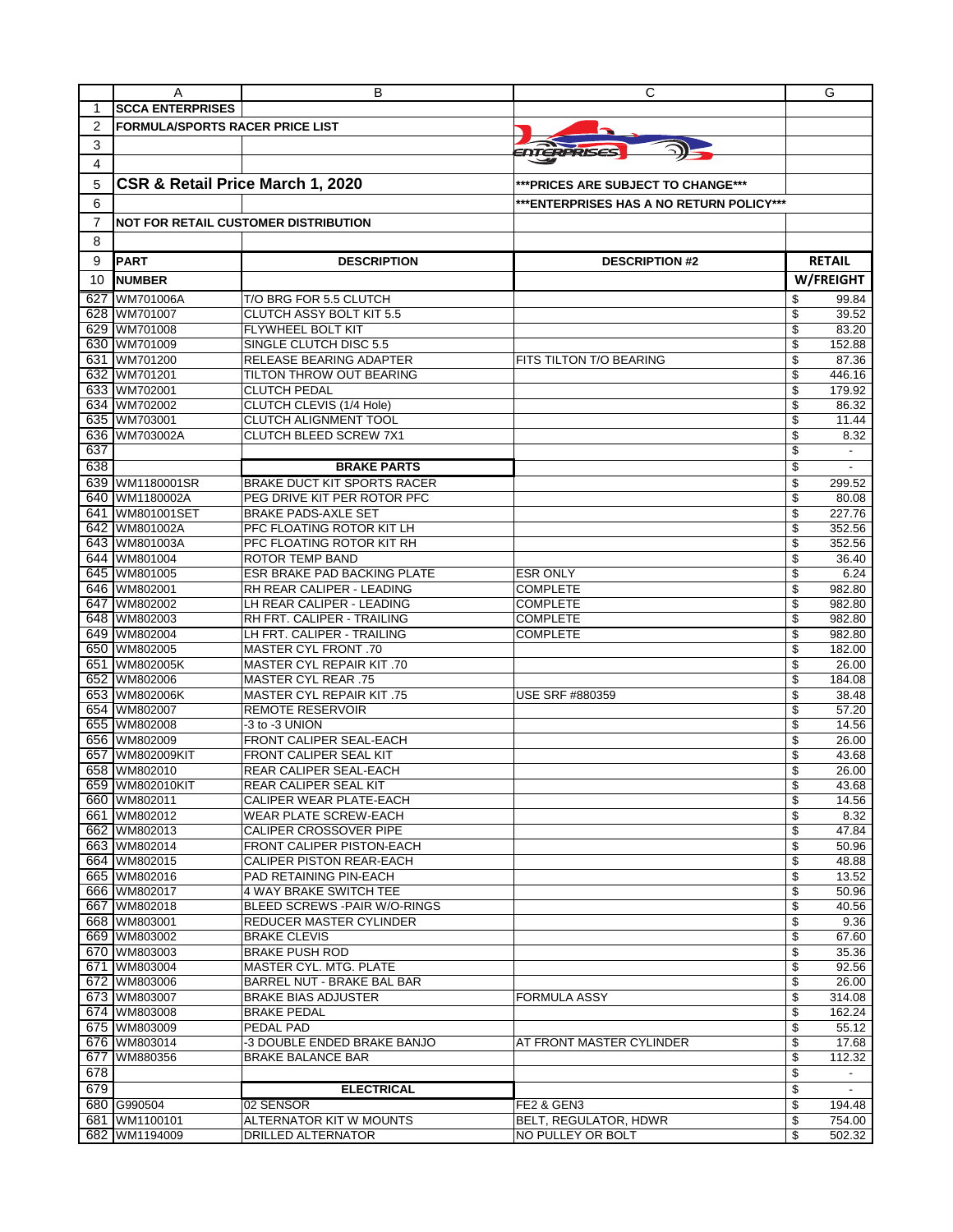| | A | B | C | G |
|---|---|---|---|---|
| 1 | **SCCA ENTERPRISES** | | | |
| 2 | **FORMULA/SPORTS RACER PRICE LIST** | | | |
| 3 | | | | |
| 4 | | | | |
| 5 | **CSR & Retail Price March 1, 2020** | | **\*\*\*PRICES ARE SUBJECT TO CHANGE\*\*\*** | |
| 6 | | | **\*\*\*ENTERPRISES HAS A NO RETURN POLICY\*\*\*** | |
| 7 | **NOT FOR RETAIL CUSTOMER DISTRIBUTION** | | | |
| 8 | | | | |
| 9 | **PART** | **DESCRIPTION** | **DESCRIPTION #2** | **RETAIL** |
| 10 | **NUMBER** | | | **W/FREIGHT** |
| 627 | WM701006A | T/O BRG FOR 5.5 CLUTCH | | $ 99.84 |
| 628 | WM701007 | CLUTCH ASSY BOLT KIT 5.5 | | $ 39.52 |
| 629 | WM701008 | FLYWHEEL BOLT KIT | | $ 83.20 |
| 630 | WM701009 | SINGLE CLUTCH DISC 5.5 | | $ 152.88 |
| 631 | WM701200 | RELEASE BEARING ADAPTER | FITS TILTON T/O BEARING | $ 87.36 |
| 632 | WM701201 | TILTON THROW OUT BEARING | | $ 446.16 |
| 633 | WM702001 | CLUTCH PEDAL | | $ 179.92 |
| 634 | WM702002 | CLUTCH CLEVIS (1/4 Hole) | | $ 86.32 |
| 635 | WM703001 | CLUTCH ALIGNMENT TOOL | | $ 11.44 |
| 636 | WM703002A | CLUTCH BLEED SCREW 7X1 | | $ 8.32 |
| 637 | | | | $ - |
| 638 | | **BRAKE PARTS** | | $ - |
| 639 | WM1180001SR | BRAKE DUCT KIT SPORTS RACER | | $ 299.52 |
| 640 | WM1180002A | PEG DRIVE KIT PER ROTOR PFC | | $ 80.08 |
| 641 | WM801001SET | BRAKE PADS-AXLE SET | | $ 227.76 |
| 642 | WM801002A | PFC FLOATING ROTOR KIT LH | | $ 352.56 |
| 643 | WM801003A | PFC FLOATING ROTOR KIT RH | | $ 352.56 |
| 644 | WM801004 | ROTOR TEMP BAND | | $ 36.40 |
| 645 | WM801005 | ESR BRAKE PAD BACKING PLATE | ESR ONLY | $ 6.24 |
| 646 | WM802001 | RH REAR CALIPER - LEADING | COMPLETE | $ 982.80 |
| 647 | WM802002 | LH REAR CALIPER - LEADING | COMPLETE | $ 982.80 |
| 648 | WM802003 | RH FRT. CALIPER - TRAILING | COMPLETE | $ 982.80 |
| 649 | WM802004 | LH FRT. CALIPER - TRAILING | COMPLETE | $ 982.80 |
| 650 | WM802005 | MASTER CYL FRONT .70 | | $ 182.00 |
| 651 | WM802005K | MASTER CYL REPAIR KIT .70 | | $ 26.00 |
| 652 | WM802006 | MASTER CYL REAR .75 | | $ 184.08 |
| 653 | WM802006K | MASTER CYL REPAIR KIT .75 | USE SRF #880359 | $ 38.48 |
| 654 | WM802007 | REMOTE RESERVOIR | | $ 57.20 |
| 655 | WM802008 | -3 to -3 UNION | | $ 14.56 |
| 656 | WM802009 | FRONT CALIPER SEAL-EACH | | $ 26.00 |
| 657 | WM802009KIT | FRONT CALIPER SEAL KIT | | $ 43.68 |
| 658 | WM802010 | REAR CALIPER SEAL-EACH | | $ 26.00 |
| 659 | WM802010KIT | REAR CALIPER SEAL KIT | | $ 43.68 |
| 660 | WM802011 | CALIPER WEAR PLATE-EACH | | $ 14.56 |
| 661 | WM802012 | WEAR PLATE SCREW-EACH | | $ 8.32 |
| 662 | WM802013 | CALIPER CROSSOVER PIPE | | $ 47.84 |
| 663 | WM802014 | FRONT CALIPER PISTON-EACH | | $ 50.96 |
| 664 | WM802015 | CALIPER PISTON REAR-EACH | | $ 48.88 |
| 665 | WM802016 | PAD RETAINING PIN-EACH | | $ 13.52 |
| 666 | WM802017 | 4 WAY BRAKE SWITCH TEE | | $ 50.96 |
| 667 | WM802018 | BLEED SCREWS -PAIR W/O-RINGS | | $ 40.56 |
| 668 | WM803001 | REDUCER MASTER CYLINDER | | $ 9.36 |
| 669 | WM803002 | BRAKE CLEVIS | | $ 67.60 |
| 670 | WM803003 | BRAKE PUSH ROD | | $ 35.36 |
| 671 | WM803004 | MASTER CYL. MTG. PLATE | | $ 92.56 |
| 672 | WM803006 | BARREL NUT - BRAKE BAL BAR | | $ 26.00 |
| 673 | WM803007 | BRAKE BIAS ADJUSTER | FORMULA ASSY | $ 314.08 |
| 674 | WM803008 | BRAKE PEDAL | | $ 162.24 |
| 675 | WM803009 | PEDAL PAD | | $ 55.12 |
| 676 | WM803014 | -3 DOUBLE ENDED BRAKE BANJO | AT FRONT MASTER CYLINDER | $ 17.68 |
| 677 | WM880356 | BRAKE BALANCE BAR | | $ 112.32 |
| 678 | | | | $ - |
| 679 | | **ELECTRICAL** | | $ - |
| 680 | G990504 | 02 SENSOR | FE2 & GEN3 | $ 194.48 |
| 681 | WM1100101 | ALTERNATOR KIT W MOUNTS | BELT, REGULATOR, HDWR | $ 754.00 |
| 682 | WM1194009 | DRILLED ALTERNATOR | NO PULLEY OR BOLT | $ 502.32 |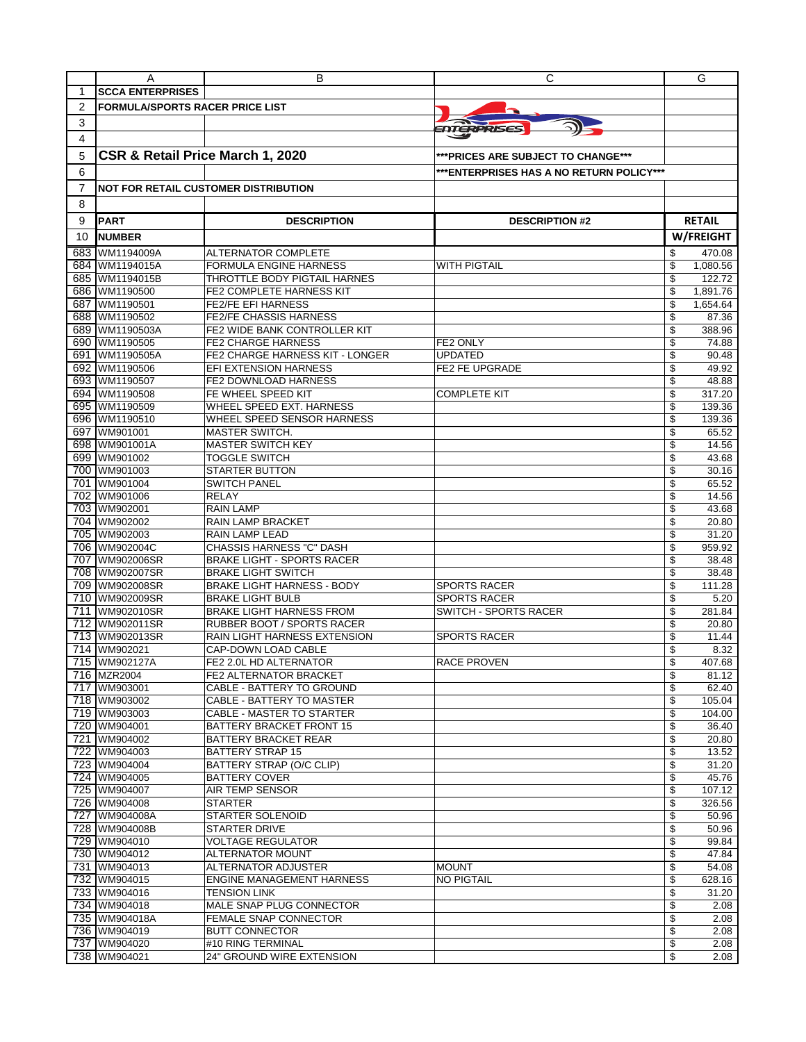| | A | B | C | G |
|---|---|---|---|---|
| 1 | **SCCA ENTERPRISES** | | | |
| 2 | **FORMULA/SPORTS RACER PRICE LIST** | | | |
| 3 | | | | |
| 4 | | | | |
| 5 | **CSR & Retail Price March 1, 2020** | | **\*\*\*PRICES ARE SUBJECT TO CHANGE\*\*\*** | |
| 6 | | | **\*\*\*ENTERPRISES HAS A NO RETURN POLICY\*\*\*** | |
| 7 | **NOT FOR RETAIL CUSTOMER DISTRIBUTION** | | | |
| 8 | | | | |
| 9 | **PART** | **DESCRIPTION** | **DESCRIPTION #2** | **RETAIL** |
| 10 | **NUMBER** | | | **W/FREIGHT** |
| 683 | WM1194009A | ALTERNATOR COMPLETE | | $ 470.08 |
| 684 | WM1194015A | FORMULA ENGINE HARNESS | WITH PIGTAIL | $ 1,080.56 |
| 685 | WM1194015B | THROTTLE BODY PIGTAIL HARNES | | $ 122.72 |
| 686 | WM1190500 | FE2 COMPLETE HARNESS KIT | | $ 1,891.76 |
| 687 | WM1190501 | FE2/FE EFI HARNESS | | $ 1,654.64 |
| 688 | WM1190502 | FE2/FE CHASSIS HARNESS | | $ 87.36 |
| 689 | WM1190503A | FE2 WIDE BANK CONTROLLER KIT | | $ 388.96 |
| 690 | WM1190505 | FE2 CHARGE HARNESS | FE2 ONLY | $ 74.88 |
| 691 | WM1190505A | FE2 CHARGE HARNESS KIT - LONGER | UPDATED | $ 90.48 |
| 692 | WM1190506 | EFI EXTENSION HARNESS | FE2 FE UPGRADE | $ 49.92 |
| 693 | WM1190507 | FE2 DOWNLOAD HARNESS | | $ 48.88 |
| 694 | WM1190508 | FE WHEEL SPEED KIT | COMPLETE KIT | $ 317.20 |
| 695 | WM1190509 | WHEEL SPEED EXT. HARNESS | | $ 139.36 |
| 696 | WM1190510 | WHEEL SPEED SENSOR HARNESS | | $ 139.36 |
| 697 | WM901001 | MASTER SWITCH. | | $ 65.52 |
| 698 | WM901001A | MASTER SWITCH KEY | | $ 14.56 |
| 699 | WM901002 | TOGGLE SWITCH | | $ 43.68 |
| 700 | WM901003 | STARTER BUTTON | | $ 30.16 |
| 701 | WM901004 | SWITCH PANEL | | $ 65.52 |
| 702 | WM901006 | RELAY | | $ 14.56 |
| 703 | WM902001 | RAIN LAMP | | $ 43.68 |
| 704 | WM902002 | RAIN LAMP BRACKET | | $ 20.80 |
| 705 | WM902003 | RAIN LAMP LEAD | | $ 31.20 |
| 706 | WM902004C | CHASSIS HARNESS "C" DASH | | $ 959.92 |
| 707 | WM902006SR | BRAKE LIGHT - SPORTS RACER | | $ 38.48 |
| 708 | WM902007SR | BRAKE LIGHT SWITCH | | $ 38.48 |
| 709 | WM902008SR | BRAKE LIGHT HARNESS - BODY | SPORTS RACER | $ 111.28 |
| 710 | WM902009SR | BRAKE LIGHT BULB | SPORTS RACER | $ 5.20 |
| 711 | WM902010SR | BRAKE LIGHT HARNESS FROM | SWITCH - SPORTS RACER | $ 281.84 |
| 712 | WM902011SR | RUBBER BOOT / SPORTS RACER | | $ 20.80 |
| 713 | WM902013SR | RAIN LIGHT HARNESS EXTENSION | SPORTS RACER | $ 11.44 |
| 714 | WM902021 | CAP-DOWN LOAD CABLE | | $ 8.32 |
| 715 | WM902127A | FE2 2.0L HD ALTERNATOR | RACE PROVEN | $ 407.68 |
| 716 | MZR2004 | FE2 ALTERNATOR BRACKET | | $ 81.12 |
| 717 | WM903001 | CABLE - BATTERY TO GROUND | | $ 62.40 |
| 718 | WM903002 | CABLE - BATTERY TO MASTER | | $ 105.04 |
| 719 | WM903003 | CABLE - MASTER TO STARTER | | $ 104.00 |
| 720 | WM904001 | BATTERY BRACKET FRONT 15 | | $ 36.40 |
| 721 | WM904002 | BATTERY BRACKET REAR | | $ 20.80 |
| 722 | WM904003 | BATTERY STRAP 15 | | $ 13.52 |
| 723 | WM904004 | BATTERY STRAP (O/C CLIP) | | $ 31.20 |
| 724 | WM904005 | BATTERY COVER | | $ 45.76 |
| 725 | WM904007 | AIR TEMP SENSOR | | $ 107.12 |
| 726 | WM904008 | STARTER | | $ 326.56 |
| 727 | WM904008A | STARTER SOLENOID | | $ 50.96 |
| 728 | WM904008B | STARTER DRIVE | | $ 50.96 |
| 729 | WM904010 | VOLTAGE REGULATOR | | $ 99.84 |
| 730 | WM904012 | ALTERNATOR MOUNT | | $ 47.84 |
| 731 | WM904013 | ALTERNATOR ADJUSTER | MOUNT | $ 54.08 |
| 732 | WM904015 | ENGINE MANAGEMENT HARNESS | NO PIGTAIL | $ 628.16 |
| 733 | WM904016 | TENSION LINK | | $ 31.20 |
| 734 | WM904018 | MALE SNAP PLUG CONNECTOR | | $ 2.08 |
| 735 | WM904018A | FEMALE SNAP CONNECTOR | | $ 2.08 |
| 736 | WM904019 | BUTT CONNECTOR | | $ 2.08 |
| 737 | WM904020 | #10 RING TERMINAL | | $ 2.08 |
| 738 | WM904021 | 24" GROUND WIRE EXTENSION | | $ 2.08 |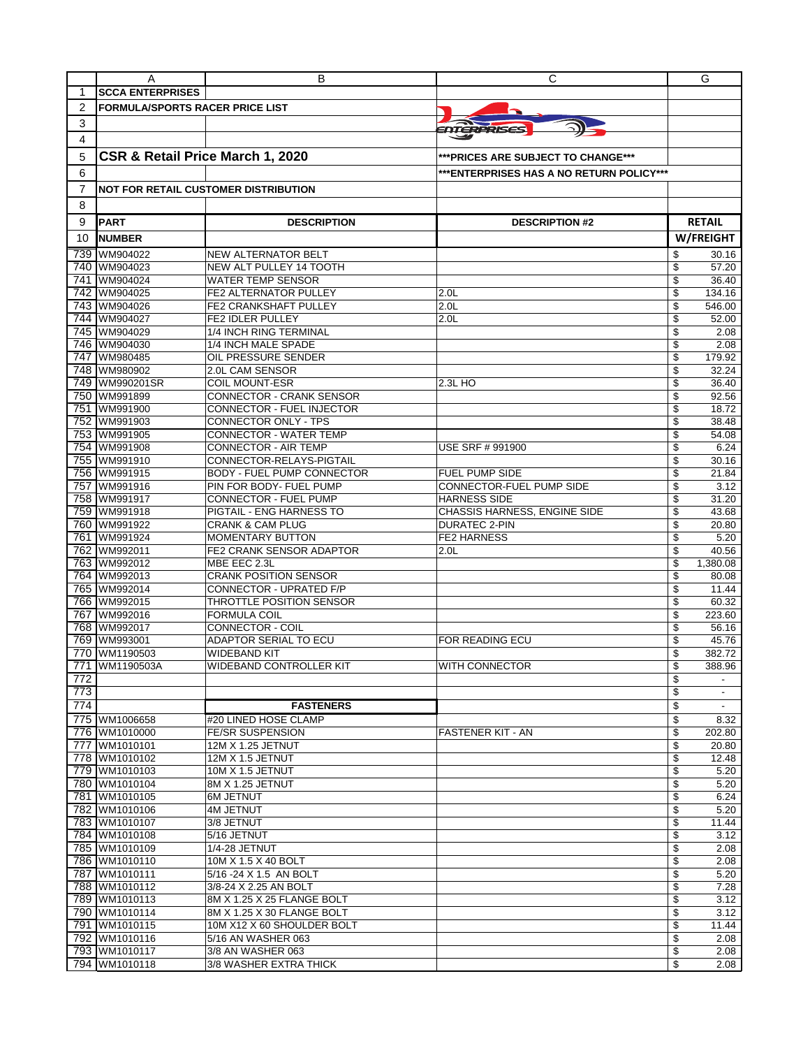| | A | B | C | G |
|---|---|---|---|---|
| 1 | **SCCA ENTERPRISES** | | | |
| 2 | **FORMULA/SPORTS RACER PRICE LIST** | | | |
| 3 | | | | |
| 4 | | | | |
| 5 | **CSR & Retail Price March 1, 2020** | | **\*\*\*PRICES ARE SUBJECT TO CHANGE\*\*\*** | |
| 6 | | | **\*\*\*ENTERPRISES HAS A NO RETURN POLICY\*\*\*** | |
| 7 | **NOT FOR RETAIL CUSTOMER DISTRIBUTION** | | | |
| 8 | | | | |
| 9 | **PART** | **DESCRIPTION** | **DESCRIPTION #2** | **RETAIL** |
| 10 | **NUMBER** | | | **W/FREIGHT** |
| 739 | WM904022 | NEW ALTERNATOR BELT | | $ 30.16 |
| 740 | WM904023 | NEW ALT PULLEY 14 TOOTH | | $ 57.20 |
| 741 | WM904024 | WATER TEMP SENSOR | | $ 36.40 |
| 742 | WM904025 | FE2 ALTERNATOR PULLEY | 2.0L | $ 134.16 |
| 743 | WM904026 | FE2 CRANKSHAFT PULLEY | 2.0L | $ 546.00 |
| 744 | WM904027 | FE2 IDLER PULLEY | 2.0L | $ 52.00 |
| 745 | WM904029 | 1/4 INCH RING TERMINAL | | $ 2.08 |
| 746 | WM904030 | 1/4 INCH MALE SPADE | | $ 2.08 |
| 747 | WM980485 | OIL PRESSURE SENDER | | $ 179.92 |
| 748 | WM980902 | 2.0L CAM SENSOR | | $ 32.24 |
| 749 | WM990201SR | COIL MOUNT-ESR | 2.3L HO | $ 36.40 |
| 750 | WM991899 | CONNECTOR - CRANK SENSOR | | $ 92.56 |
| 751 | WM991900 | CONNECTOR - FUEL INJECTOR | | $ 18.72 |
| 752 | WM991903 | CONNECTOR ONLY - TPS | | $ 38.48 |
| 753 | WM991905 | CONNECTOR - WATER TEMP | | $ 54.08 |
| 754 | WM991908 | CONNECTOR - AIR TEMP | USE SRF # 991900 | $ 6.24 |
| 755 | WM991910 | CONNECTOR-RELAYS-PIGTAIL | | $ 30.16 |
| 756 | WM991915 | BODY - FUEL PUMP CONNECTOR | FUEL PUMP SIDE | $ 21.84 |
| 757 | WM991916 | PIN FOR BODY- FUEL PUMP | CONNECTOR-FUEL PUMP SIDE | $ 3.12 |
| 758 | WM991917 | CONNECTOR - FUEL PUMP | HARNESS SIDE | $ 31.20 |
| 759 | WM991918 | PIGTAIL - ENG HARNESS TO | CHASSIS HARNESS, ENGINE SIDE | $ 43.68 |
| 760 | WM991922 | CRANK & CAM PLUG | DURATEC 2-PIN | $ 20.80 |
| 761 | WM991924 | MOMENTARY BUTTON | FE2 HARNESS | $ 5.20 |
| 762 | WM992011 | FE2 CRANK SENSOR ADAPTOR | 2.0L | $ 40.56 |
| 763 | WM992012 | MBE EEC 2.3L | | $ 1,380.08 |
| 764 | WM992013 | CRANK POSITION SENSOR | | $ 80.08 |
| 765 | WM992014 | CONNECTOR - UPRATED F/P | | $ 11.44 |
| 766 | WM992015 | THROTTLE POSITION SENSOR | | $ 60.32 |
| 767 | WM992016 | FORMULA COIL | | $ 223.60 |
| 768 | WM992017 | CONNECTOR - COIL | | $ 56.16 |
| 769 | WM993001 | ADAPTOR SERIAL TO ECU | FOR READING ECU | $ 45.76 |
| 770 | WM1190503 | WIDEBAND KIT | | $ 382.72 |
| 771 | WM1190503A | WIDEBAND CONTROLLER KIT | WITH CONNECTOR | $ 388.96 |
| 772 | | | | $ - |
| 773 | | | | $ - |
| 774 | | **FASTENERS** | | $ - |
| 775 | WM1006658 | #20 LINED HOSE CLAMP | | $ 8.32 |
| 776 | WM1010000 | FE/SR SUSPENSION | FASTENER KIT - AN | $ 202.80 |
| 777 | WM1010101 | 12M X 1.25 JETNUT | | $ 20.80 |
| 778 | WM1010102 | 12M X 1.5 JETNUT | | $ 12.48 |
| 779 | WM1010103 | 10M X 1.5 JETNUT | | $ 5.20 |
| 780 | WM1010104 | 8M X 1.25 JETNUT | | $ 5.20 |
| 781 | WM1010105 | 6M JETNUT | | $ 6.24 |
| 782 | WM1010106 | 4M JETNUT | | $ 5.20 |
| 783 | WM1010107 | 3/8 JETNUT | | $ 11.44 |
| 784 | WM1010108 | 5/16 JETNUT | | $ 3.12 |
| 785 | WM1010109 | 1/4-28 JETNUT | | $ 2.08 |
| 786 | WM1010110 | 10M X 1.5 X 40 BOLT | | $ 2.08 |
| 787 | WM1010111 | 5/16 -24 X 1.5 AN BOLT | | $ 5.20 |
| 788 | WM1010112 | 3/8-24 X 2.25 AN BOLT | | $ 7.28 |
| 789 | WM1010113 | 8M X 1.25 X 25 FLANGE BOLT | | $ 3.12 |
| 790 | WM1010114 | 8M X 1.25 X 30 FLANGE BOLT | | $ 3.12 |
| 791 | WM1010115 | 10M X12 X 60 SHOULDER BOLT | | $ 11.44 |
| 792 | WM1010116 | 5/16 AN WASHER 063 | | $ 2.08 |
| 793 | WM1010117 | 3/8 AN WASHER 063 | | $ 2.08 |
| 794 | WM1010118 | 3/8 WASHER EXTRA THICK | | $ 2.08 |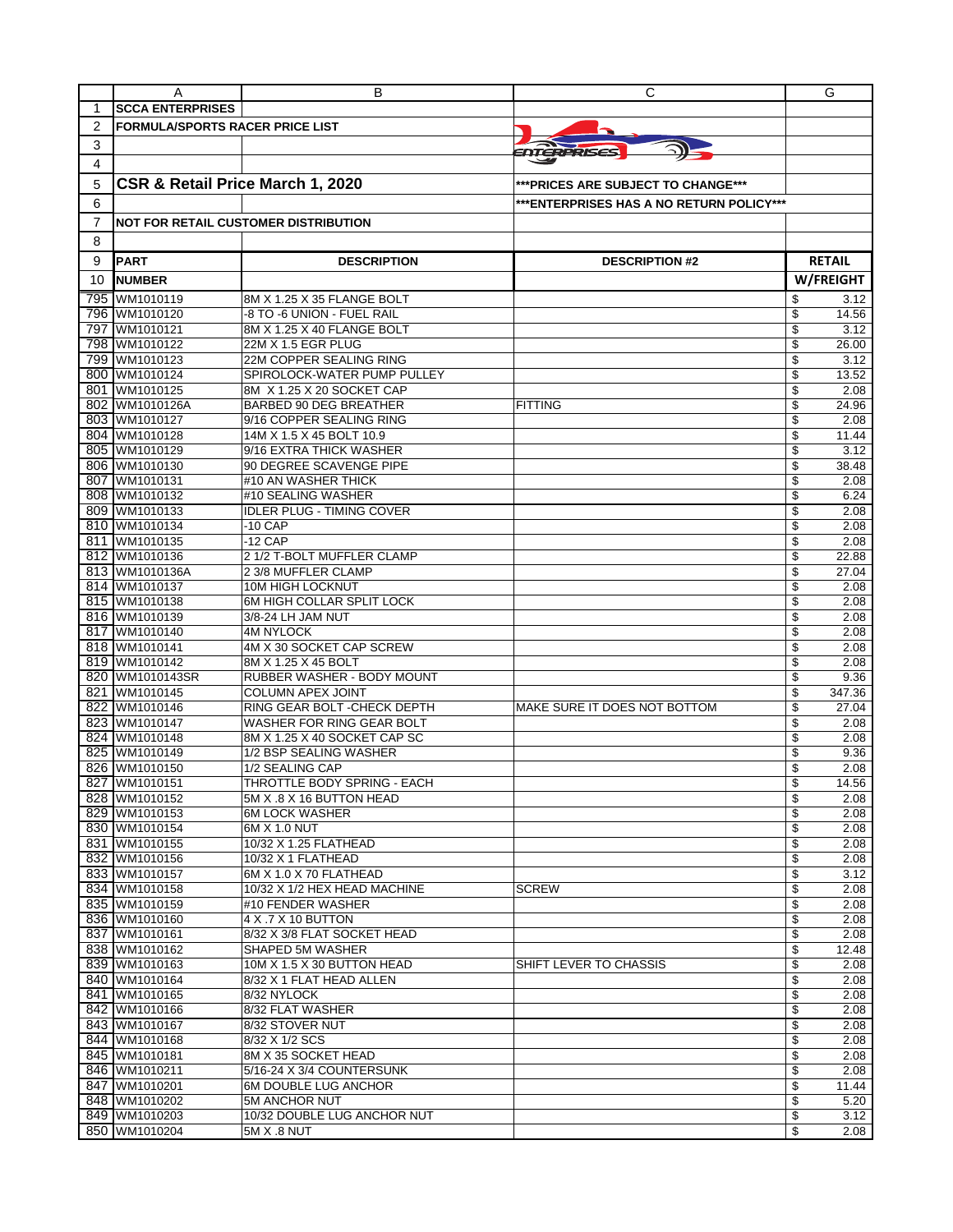| | A | B | C | G |
|---|---|---|---|---|
| 1 | **SCCA ENTERPRISES** | | | |
| 2 | **FORMULA/SPORTS RACER PRICE LIST** | | | |
| 3 | | | | |
| 4 | | | | |
| 5 | **CSR & Retail Price March 1, 2020** | | **\*\*\*PRICES ARE SUBJECT TO CHANGE\*\*\*** | |
| 6 | | | **\*\*\*ENTERPRISES HAS A NO RETURN POLICY\*\*\*** | |
| 7 | **NOT FOR RETAIL CUSTOMER DISTRIBUTION** | | | |
| 8 | | | | |
| 9 | **PART** | **DESCRIPTION** | **DESCRIPTION #2** | **RETAIL** |
| 10 | **NUMBER** | | | **W/FREIGHT** |
| 795 | WM1010119 | 8M X 1.25 X 35 FLANGE BOLT | | $ 3.12 |
| 796 | WM1010120 | -8 TO -6 UNION - FUEL RAIL | | $ 14.56 |
| 797 | WM1010121 | 8M X 1.25 X 40 FLANGE BOLT | | $ 3.12 |
| 798 | WM1010122 | 22M X 1.5 EGR PLUG | | $ 26.00 |
| 799 | WM1010123 | 22M COPPER SEALING RING | | $ 3.12 |
| 800 | WM1010124 | SPIROLOCK-WATER PUMP PULLEY | | $ 13.52 |
| 801 | WM1010125 | 8M X 1.25 X 20 SOCKET CAP | | $ 2.08 |
| 802 | WM1010126A | BARBED 90 DEG BREATHER | FITTING | $ 24.96 |
| 803 | WM1010127 | 9/16 COPPER SEALING RING | | $ 2.08 |
| 804 | WM1010128 | 14M X 1.5 X 45 BOLT 10.9 | | $ 11.44 |
| 805 | WM1010129 | 9/16 EXTRA THICK WASHER | | $ 3.12 |
| 806 | WM1010130 | 90 DEGREE SCAVENGE PIPE | | $ 38.48 |
| 807 | WM1010131 | #10 AN WASHER THICK | | $ 2.08 |
| 808 | WM1010132 | #10 SEALING WASHER | | $ 6.24 |
| 809 | WM1010133 | IDLER PLUG - TIMING COVER | | $ 2.08 |
| 810 | WM1010134 | -10 CAP | | $ 2.08 |
| 811 | WM1010135 | -12 CAP | | $ 2.08 |
| 812 | WM1010136 | 2 1/2 T-BOLT MUFFLER CLAMP | | $ 22.88 |
| 813 | WM1010136A | 2 3/8 MUFFLER CLAMP | | $ 27.04 |
| 814 | WM1010137 | 10M HIGH LOCKNUT | | $ 2.08 |
| 815 | WM1010138 | 6M HIGH COLLAR SPLIT LOCK | | $ 2.08 |
| 816 | WM1010139 | 3/8-24 LH JAM NUT | | $ 2.08 |
| 817 | WM1010140 | 4M NYLOCK | | $ 2.08 |
| 818 | WM1010141 | 4M X 30 SOCKET CAP SCREW | | $ 2.08 |
| 819 | WM1010142 | 8M X 1.25 X 45 BOLT | | $ 2.08 |
| 820 | WM1010143SR | RUBBER WASHER - BODY MOUNT | | $ 9.36 |
| 821 | WM1010145 | COLUMN APEX JOINT | | $ 347.36 |
| 822 | WM1010146 | RING GEAR BOLT -CHECK DEPTH | MAKE SURE IT DOES NOT BOTTOM | $ 27.04 |
| 823 | WM1010147 | WASHER FOR RING GEAR BOLT | | $ 2.08 |
| 824 | WM1010148 | 8M X 1.25 X 40 SOCKET CAP SC | | $ 2.08 |
| 825 | WM1010149 | 1/2 BSP SEALING WASHER | | $ 9.36 |
| 826 | WM1010150 | 1/2 SEALING CAP | | $ 2.08 |
| 827 | WM1010151 | THROTTLE BODY SPRING - EACH | | $ 14.56 |
| 828 | WM1010152 | 5M X .8 X 16 BUTTON HEAD | | $ 2.08 |
| 829 | WM1010153 | 6M LOCK WASHER | | $ 2.08 |
| 830 | WM1010154 | 6M X 1.0 NUT | | $ 2.08 |
| 831 | WM1010155 | 10/32 X 1.25 FLATHEAD | | $ 2.08 |
| 832 | WM1010156 | 10/32 X 1 FLATHEAD | | $ 2.08 |
| 833 | WM1010157 | 6M X 1.0 X 70 FLATHEAD | | $ 3.12 |
| 834 | WM1010158 | 10/32 X 1/2 HEX HEAD MACHINE | SCREW | $ 2.08 |
| 835 | WM1010159 | #10 FENDER WASHER | | $ 2.08 |
| 836 | WM1010160 | 4 X .7 X 10 BUTTON | | $ 2.08 |
| 837 | WM1010161 | 8/32 X 3/8 FLAT SOCKET HEAD | | $ 2.08 |
| 838 | WM1010162 | SHAPED 5M WASHER | | $ 12.48 |
| 839 | WM1010163 | 10M X 1.5 X 30 BUTTON HEAD | SHIFT LEVER TO CHASSIS | $ 2.08 |
| 840 | WM1010164 | 8/32 X 1 FLAT HEAD ALLEN | | $ 2.08 |
| 841 | WM1010165 | 8/32 NYLOCK | | $ 2.08 |
| 842 | WM1010166 | 8/32 FLAT WASHER | | $ 2.08 |
| 843 | WM1010167 | 8/32 STOVER NUT | | $ 2.08 |
| 844 | WM1010168 | 8/32 X 1/2 SCS | | $ 2.08 |
| 845 | WM1010181 | 8M X 35 SOCKET HEAD | | $ 2.08 |
| 846 | WM1010211 | 5/16-24 X 3/4 COUNTERSUNK | | $ 2.08 |
| 847 | WM1010201 | 6M DOUBLE LUG ANCHOR | | $ 11.44 |
| 848 | WM1010202 | 5M ANCHOR NUT | | $ 5.20 |
| 849 | WM1010203 | 10/32 DOUBLE LUG ANCHOR NUT | | $ 3.12 |
| 850 | WM1010204 | 5M X .8 NUT | | $ 2.08 |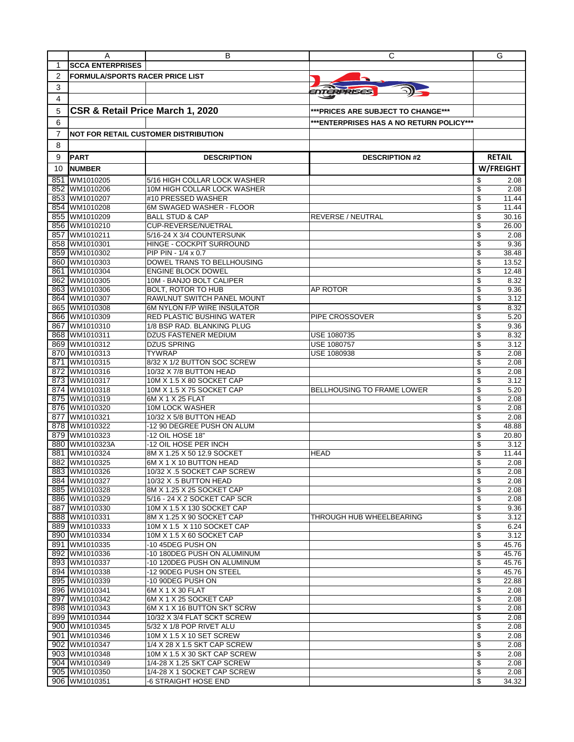|  | A | B | C | G |
|---|---|---|---|---|
| 1 | **SCCA ENTERPRISES** |  |  |  |
| 2 | **FORMULA/SPORTS RACER PRICE LIST** |  |  |  |
| 3 |  |  |  |  |
| 4 |  |  |  |  |
| 5 | **CSR & Retail Price March 1, 2020** |  | **\*\*\*PRICES ARE SUBJECT TO CHANGE\*\*\*** |  |
| 6 |  |  | **\*\*\*ENTERPRISES HAS A NO RETURN POLICY\*\*\*** |  |
| 7 | **NOT FOR RETAIL CUSTOMER DISTRIBUTION** |  |  |  |
| 8 |  |  |  |  |
| 9 | **PART** | **DESCRIPTION** | **DESCRIPTION #2** | **RETAIL** |
| 10 | **NUMBER** |  |  | **W/FREIGHT** |
| 851 | WM1010205 | 5/16 HIGH COLLAR LOCK WASHER |  | $ 2.08 |
| 852 | WM1010206 | 10M HIGH COLLAR LOCK WASHER |  | $ 2.08 |
| 853 | WM1010207 | #10 PRESSED WASHER |  | $ 11.44 |
| 854 | WM1010208 | 6M SWAGED WASHER - FLOOR |  | $ 11.44 |
| 855 | WM1010209 | BALL STUD & CAP | REVERSE / NEUTRAL | $ 30.16 |
| 856 | WM1010210 | CUP-REVERSE/NUETRAL |  | $ 26.00 |
| 857 | WM1010211 | 5/16-24 X 3/4 COUNTERSUNK |  | $ 2.08 |
| 858 | WM1010301 | HINGE - COCKPIT SURROUND |  | $ 9.36 |
| 859 | WM1010302 | PIP PIN - 1/4 x 0.7 |  | $ 38.48 |
| 860 | WM1010303 | DOWEL TRANS TO BELLHOUSING |  | $ 13.52 |
| 861 | WM1010304 | ENGINE BLOCK DOWEL |  | $ 12.48 |
| 862 | WM1010305 | 10M - BANJO BOLT CALIPER |  | $ 8.32 |
| 863 | WM1010306 | BOLT, ROTOR TO HUB | AP ROTOR | $ 9.36 |
| 864 | WM1010307 | RAWLNUT SWITCH PANEL MOUNT |  | $ 3.12 |
| 865 | WM1010308 | 6M NYLON F/P WIRE INSULATOR |  | $ 8.32 |
| 866 | WM1010309 | RED PLASTIC BUSHING WATER | PIPE CROSSOVER | $ 5.20 |
| 867 | WM1010310 | 1/8 BSP RAD. BLANKING PLUG |  | $ 9.36 |
| 868 | WM1010311 | DZUS FASTENER MEDIUM | USE 1080735 | $ 8.32 |
| 869 | WM1010312 | DZUS SPRING | USE 1080757 | $ 3.12 |
| 870 | WM1010313 | TYWRAP | USE 1080938 | $ 2.08 |
| 871 | WM1010315 | 8/32 X 1/2 BUTTON SOC SCREW |  | $ 2.08 |
| 872 | WM1010316 | 10/32 X 7/8 BUTTON HEAD |  | $ 2.08 |
| 873 | WM1010317 | 10M X 1.5 X 80 SOCKET CAP |  | $ 3.12 |
| 874 | WM1010318 | 10M X 1.5 X 75 SOCKET CAP | BELLHOUSING TO FRAME LOWER | $ 5.20 |
| 875 | WM1010319 | 6M X 1 X 25 FLAT |  | $ 2.08 |
| 876 | WM1010320 | 10M LOCK WASHER |  | $ 2.08 |
| 877 | WM1010321 | 10/32 X 5/8 BUTTON HEAD |  | $ 2.08 |
| 878 | WM1010322 | -12 90 DEGREE PUSH ON ALUM |  | $ 48.88 |
| 879 | WM1010323 | -12 OIL HOSE 18" |  | $ 20.80 |
| 880 | WM1010323A | -12 OIL HOSE PER INCH |  | $ 3.12 |
| 881 | WM1010324 | 8M X 1.25 X 50 12.9 SOCKET | HEAD | $ 11.44 |
| 882 | WM1010325 | 6M X 1 X 10 BUTTON HEAD |  | $ 2.08 |
| 883 | WM1010326 | 10/32 X .5 SOCKET CAP SCREW |  | $ 2.08 |
| 884 | WM1010327 | 10/32 X .5 BUTTON HEAD |  | $ 2.08 |
| 885 | WM1010328 | 8M X 1.25 X 25 SOCKET CAP |  | $ 2.08 |
| 886 | WM1010329 | 5/16 - 24 X 2 SOCKET CAP SCR |  | $ 2.08 |
| 887 | WM1010330 | 10M X 1.5 X 130 SOCKET CAP |  | $ 9.36 |
| 888 | WM1010331 | 8M X 1.25 X 90 SOCKET CAP | THROUGH HUB WHEELBEARING | $ 3.12 |
| 889 | WM1010333 | 10M X 1.5 X 110 SOCKET CAP |  | $ 6.24 |
| 890 | WM1010334 | 10M X 1.5 X 60 SOCKET CAP |  | $ 3.12 |
| 891 | WM1010335 | -10 45DEG PUSH ON |  | $ 45.76 |
| 892 | WM1010336 | -10 180DEG PUSH ON ALUMINUM |  | $ 45.76 |
| 893 | WM1010337 | -10 120DEG PUSH ON ALUMINUM |  | $ 45.76 |
| 894 | WM1010338 | -12 90DEG PUSH ON STEEL |  | $ 45.76 |
| 895 | WM1010339 | -10 90DEG PUSH ON |  | $ 22.88 |
| 896 | WM1010341 | 6M X 1 X 30 FLAT |  | $ 2.08 |
| 897 | WM1010342 | 6M X 1 X 25 SOCKET CAP |  | $ 2.08 |
| 898 | WM1010343 | 6M X 1 X 16 BUTTON SKT SCRW |  | $ 2.08 |
| 899 | WM1010344 | 10/32 X 3/4 FLAT SCKT SCREW |  | $ 2.08 |
| 900 | WM1010345 | 5/32 X 1/8 POP RIVET ALU |  | $ 2.08 |
| 901 | WM1010346 | 10M X 1.5 X 10 SET SCREW |  | $ 2.08 |
| 902 | WM1010347 | 1/4 X 28 X 1.5 SKT CAP SCREW |  | $ 2.08 |
| 903 | WM1010348 | 10M X 1.5 X 30 SKT CAP SCREW |  | $ 2.08 |
| 904 | WM1010349 | 1/4-28 X 1.25 SKT CAP SCREW |  | $ 2.08 |
| 905 | WM1010350 | 1/4-28 X 1 SOCKET CAP SCREW |  | $ 2.08 |
| 906 | WM1010351 | -6 STRAIGHT HOSE END |  | $ 34.32 |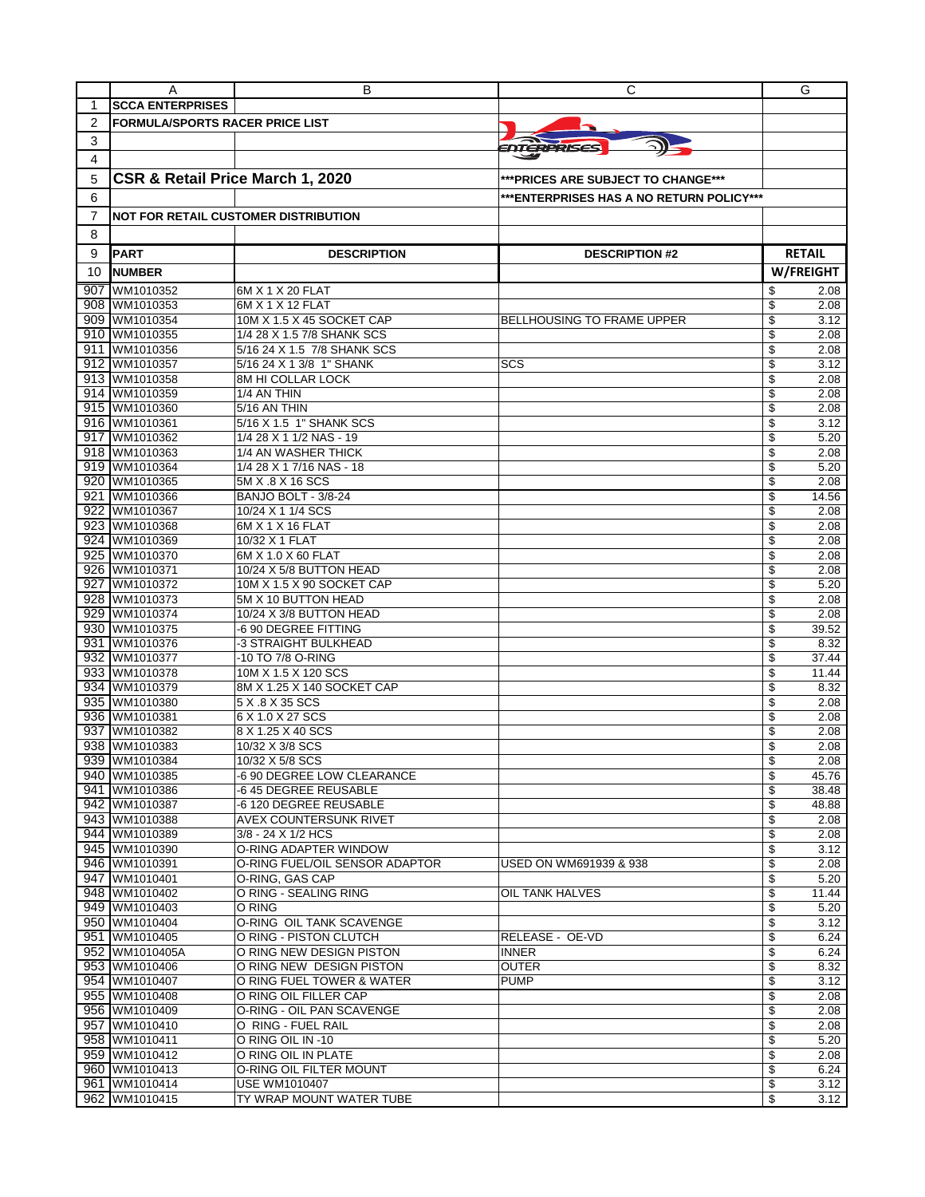| | A | B | C | G |
|---|---|---|---|---|
| 1 | **SCCA ENTERPRISES** | | | |
| 2 | **FORMULA/SPORTS RACER PRICE LIST** | | | |
| 3 | | | | |
| 4 | | | | |
| 5 | **CSR & Retail Price March 1, 2020** | | **\*\*\*PRICES ARE SUBJECT TO CHANGE\*\*\*** | |
| 6 | | | **\*\*\*ENTERPRISES HAS A NO RETURN POLICY\*\*\*** | |
| 7 | **NOT FOR RETAIL CUSTOMER DISTRIBUTION** | | | |
| 8 | | | | |
| 9 | **PART** | **DESCRIPTION** | **DESCRIPTION #2** | **RETAIL** |
| 10 | **NUMBER** | | | **W/FREIGHT** |
| 907 | WM1010352 | 6M X 1 X 20 FLAT | | $ 2.08 |
| 908 | WM1010353 | 6M X 1 X 12 FLAT | | $ 2.08 |
| 909 | WM1010354 | 10M X 1.5 X 45 SOCKET CAP | BELLHOUSING TO FRAME UPPER | $ 3.12 |
| 910 | WM1010355 | 1/4 28 X 1.5 7/8 SHANK SCS | | $ 2.08 |
| 911 | WM1010356 | 5/16 24 X 1.5 7/8 SHANK SCS | | $ 2.08 |
| 912 | WM1010357 | 5/16 24 X 1 3/8 1" SHANK | SCS | $ 3.12 |
| 913 | WM1010358 | 8M HI COLLAR LOCK | | $ 2.08 |
| 914 | WM1010359 | 1/4 AN THIN | | $ 2.08 |
| 915 | WM1010360 | 5/16 AN THIN | | $ 2.08 |
| 916 | WM1010361 | 5/16 X 1.5 1" SHANK SCS | | $ 3.12 |
| 917 | WM1010362 | 1/4 28 X 1 1/2 NAS - 19 | | $ 5.20 |
| 918 | WM1010363 | 1/4 AN WASHER THICK | | $ 2.08 |
| 919 | WM1010364 | 1/4 28 X 1 7/16 NAS - 18 | | $ 5.20 |
| 920 | WM1010365 | 5M X .8 X 16 SCS | | $ 2.08 |
| 921 | WM1010366 | BANJO BOLT - 3/8-24 | | $ 14.56 |
| 922 | WM1010367 | 10/24 X 1 1/4 SCS | | $ 2.08 |
| 923 | WM1010368 | 6M X 1 X 16 FLAT | | $ 2.08 |
| 924 | WM1010369 | 10/32 X 1 FLAT | | $ 2.08 |
| 925 | WM1010370 | 6M X 1.0 X 60 FLAT | | $ 2.08 |
| 926 | WM1010371 | 10/24 X 5/8 BUTTON HEAD | | $ 2.08 |
| 927 | WM1010372 | 10M X 1.5 X 90 SOCKET CAP | | $ 5.20 |
| 928 | WM1010373 | 5M X 10 BUTTON HEAD | | $ 2.08 |
| 929 | WM1010374 | 10/24 X 3/8 BUTTON HEAD | | $ 2.08 |
| 930 | WM1010375 | -6 90 DEGREE FITTING | | $ 39.52 |
| 931 | WM1010376 | -3 STRAIGHT BULKHEAD | | $ 8.32 |
| 932 | WM1010377 | -10 TO 7/8 O-RING | | $ 37.44 |
| 933 | WM1010378 | 10M X 1.5 X 120 SCS | | $ 11.44 |
| 934 | WM1010379 | 8M X 1.25 X 140 SOCKET CAP | | $ 8.32 |
| 935 | WM1010380 | 5 X .8 X 35 SCS | | $ 2.08 |
| 936 | WM1010381 | 6 X 1.0 X 27 SCS | | $ 2.08 |
| 937 | WM1010382 | 8 X 1.25 X 40 SCS | | $ 2.08 |
| 938 | WM1010383 | 10/32 X 3/8 SCS | | $ 2.08 |
| 939 | WM1010384 | 10/32 X 5/8 SCS | | $ 2.08 |
| 940 | WM1010385 | -6 90 DEGREE LOW CLEARANCE | | $ 45.76 |
| 941 | WM1010386 | -6 45 DEGREE REUSABLE | | $ 38.48 |
| 942 | WM1010387 | -6 120 DEGREE REUSABLE | | $ 48.88 |
| 943 | WM1010388 | AVEX COUNTERSUNK RIVET | | $ 2.08 |
| 944 | WM1010389 | 3/8 - 24 X 1/2 HCS | | $ 2.08 |
| 945 | WM1010390 | O-RING ADAPTER WINDOW | | $ 3.12 |
| 946 | WM1010391 | O-RING FUEL/OIL SENSOR ADAPTOR | USED ON WM691939 & 938 | $ 2.08 |
| 947 | WM1010401 | O-RING, GAS CAP | | $ 5.20 |
| 948 | WM1010402 | O RING - SEALING RING | OIL TANK HALVES | $ 11.44 |
| 949 | WM1010403 | O RING | | $ 5.20 |
| 950 | WM1010404 | O-RING OIL TANK SCAVENGE | | $ 3.12 |
| 951 | WM1010405 | O RING - PISTON CLUTCH | RELEASE - OE-VD | $ 6.24 |
| 952 | WM1010405A | O RING NEW DESIGN PISTON | INNER | $ 6.24 |
| 953 | WM1010406 | O RING NEW DESIGN PISTON | OUTER | $ 8.32 |
| 954 | WM1010407 | O RING FUEL TOWER & WATER | PUMP | $ 3.12 |
| 955 | WM1010408 | O RING OIL FILLER CAP | | $ 2.08 |
| 956 | WM1010409 | O-RING - OIL PAN SCAVENGE | | $ 2.08 |
| 957 | WM1010410 | O RING - FUEL RAIL | | $ 2.08 |
| 958 | WM1010411 | O RING OIL IN -10 | | $ 5.20 |
| 959 | WM1010412 | O RING OIL IN PLATE | | $ 2.08 |
| 960 | WM1010413 | O-RING OIL FILTER MOUNT | | $ 6.24 |
| 961 | WM1010414 | USE WM1010407 | | $ 3.12 |
| 962 | WM1010415 | TY WRAP MOUNT WATER TUBE | | $ 3.12 |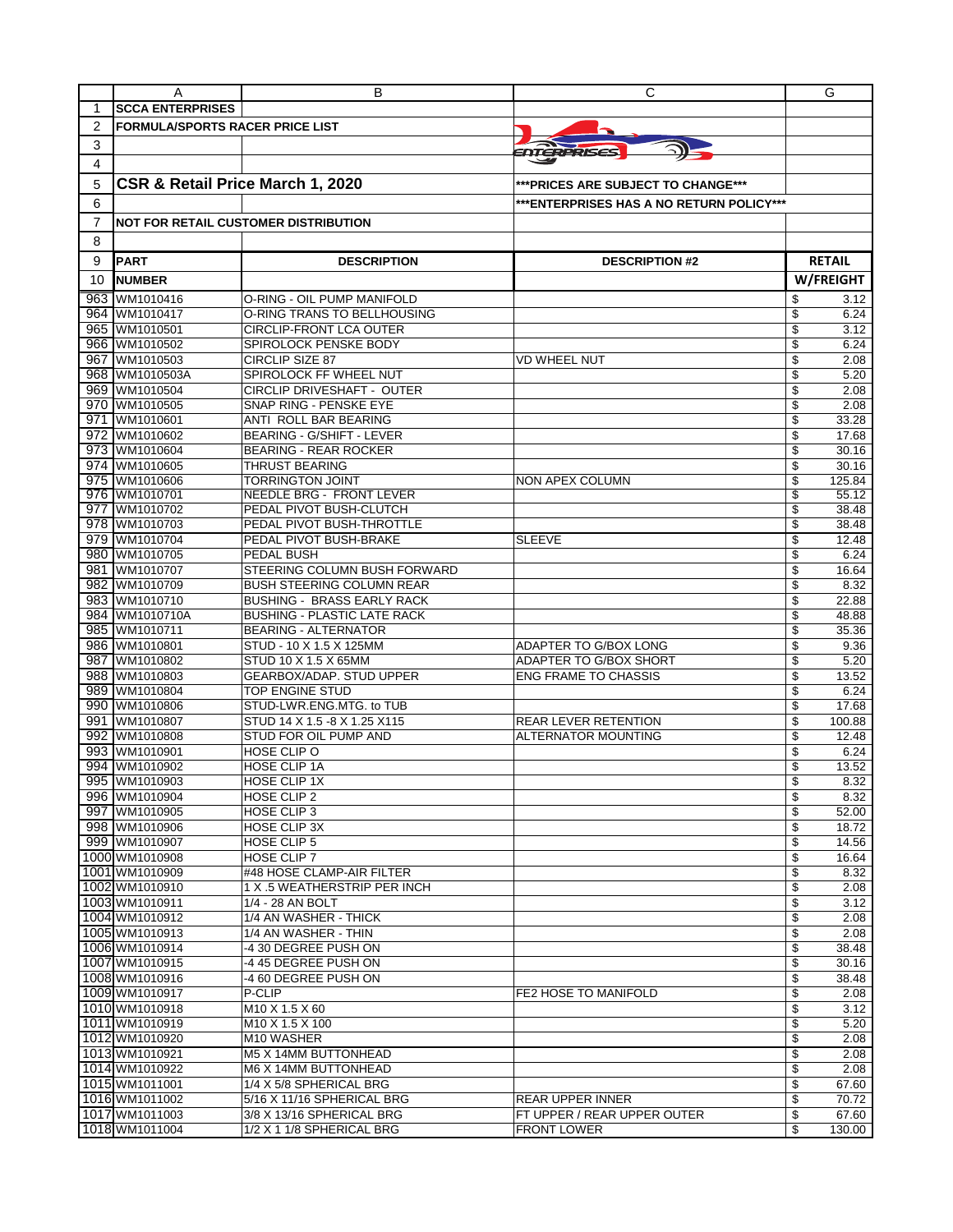| | A | B | C | G |
|---|---|---|---|---|
| 1 | **SCCA ENTERPRISES** | | | |
| 2 | **FORMULA/SPORTS RACER PRICE LIST** | | | |
| 3 | | | | |
| 4 | | | | |
| 5 | **CSR & Retail Price March 1, 2020** | | **\*\*\*PRICES ARE SUBJECT TO CHANGE\*\*\*** | |
| 6 | | | **\*\*\*ENTERPRISES HAS A NO RETURN POLICY\*\*\*** | |
| 7 | **NOT FOR RETAIL CUSTOMER DISTRIBUTION** | | | |
| 8 | | | | |
| 9 | **PART** | **DESCRIPTION** | **DESCRIPTION #2** | **RETAIL** |
| 10 | **NUMBER** | | | **W/FREIGHT** |
| 963 | WM1010416 | O-RING - OIL PUMP MANIFOLD | | $ 3.12 |
| 964 | WM1010417 | O-RING TRANS TO BELLHOUSING | | $ 6.24 |
| 965 | WM1010501 | CIRCLIP-FRONT LCA OUTER | | $ 3.12 |
| 966 | WM1010502 | SPIROLOCK PENSKE BODY | | $ 6.24 |
| 967 | WM1010503 | CIRCLIP SIZE 87 | VD WHEEL NUT | $ 2.08 |
| 968 | WM1010503A | SPIROLOCK FF WHEEL NUT | | $ 5.20 |
| 969 | WM1010504 | CIRCLIP DRIVESHAFT - OUTER | | $ 2.08 |
| 970 | WM1010505 | SNAP RING - PENSKE EYE | | $ 2.08 |
| 971 | WM1010601 | ANTI ROLL BAR BEARING | | $ 33.28 |
| 972 | WM1010602 | BEARING - G/SHIFT - LEVER | | $ 17.68 |
| 973 | WM1010604 | BEARING - REAR ROCKER | | $ 30.16 |
| 974 | WM1010605 | THRUST BEARING | | $ 30.16 |
| 975 | WM1010606 | TORRINGTON JOINT | NON APEX COLUMN | $ 125.84 |
| 976 | WM1010701 | NEEDLE BRG - FRONT LEVER | | $ 55.12 |
| 977 | WM1010702 | PEDAL PIVOT BUSH-CLUTCH | | $ 38.48 |
| 978 | WM1010703 | PEDAL PIVOT BUSH-THROTTLE | | $ 38.48 |
| 979 | WM1010704 | PEDAL PIVOT BUSH-BRAKE | SLEEVE | $ 12.48 |
| 980 | WM1010705 | PEDAL BUSH | | $ 6.24 |
| 981 | WM1010707 | STEERING COLUMN BUSH FORWARD | | $ 16.64 |
| 982 | WM1010709 | BUSH STEERING COLUMN REAR | | $ 8.32 |
| 983 | WM1010710 | BUSHING - BRASS EARLY RACK | | $ 22.88 |
| 984 | WM1010710A | BUSHING - PLASTIC LATE RACK | | $ 48.88 |
| 985 | WM1010711 | BEARING - ALTERNATOR | | $ 35.36 |
| 986 | WM1010801 | STUD - 10 X 1.5 X 125MM | ADAPTER TO G/BOX LONG | $ 9.36 |
| 987 | WM1010802 | STUD 10 X 1.5 X 65MM | ADAPTER TO G/BOX SHORT | $ 5.20 |
| 988 | WM1010803 | GEARBOX/ADAP. STUD UPPER | ENG FRAME TO CHASSIS | $ 13.52 |
| 989 | WM1010804 | TOP ENGINE STUD | | $ 6.24 |
| 990 | WM1010806 | STUD-LWR.ENG.MTG. to TUB | | $ 17.68 |
| 991 | WM1010807 | STUD 14 X 1.5 -8 X 1.25 X115 | REAR LEVER RETENTION | $ 100.88 |
| 992 | WM1010808 | STUD FOR OIL PUMP AND | ALTERNATOR MOUNTING | $ 12.48 |
| 993 | WM1010901 | HOSE CLIP O | | $ 6.24 |
| 994 | WM1010902 | HOSE CLIP 1A | | $ 13.52 |
| 995 | WM1010903 | HOSE CLIP 1X | | $ 8.32 |
| 996 | WM1010904 | HOSE CLIP 2 | | $ 8.32 |
| 997 | WM1010905 | HOSE CLIP 3 | | $ 52.00 |
| 998 | WM1010906 | HOSE CLIP 3X | | $ 18.72 |
| 999 | WM1010907 | HOSE CLIP 5 | | $ 14.56 |
| 1000 | WM1010908 | HOSE CLIP 7 | | $ 16.64 |
| 1001 | WM1010909 | #48 HOSE CLAMP-AIR FILTER | | $ 8.32 |
| 1002 | WM1010910 | 1 X .5 WEATHERSTRIP PER INCH | | $ 2.08 |
| 1003 | WM1010911 | 1/4 - 28 AN BOLT | | $ 3.12 |
| 1004 | WM1010912 | 1/4 AN WASHER - THICK | | $ 2.08 |
| 1005 | WM1010913 | 1/4 AN WASHER - THIN | | $ 2.08 |
| 1006 | WM1010914 | -4 30 DEGREE PUSH ON | | $ 38.48 |
| 1007 | WM1010915 | -4 45 DEGREE PUSH ON | | $ 30.16 |
| 1008 | WM1010916 | -4 60 DEGREE PUSH ON | | $ 38.48 |
| 1009 | WM1010917 | P-CLIP | FE2 HOSE TO MANIFOLD | $ 2.08 |
| 1010 | WM1010918 | M10 X 1.5 X 60 | | $ 3.12 |
| 1011 | WM1010919 | M10 X 1.5 X 100 | | $ 5.20 |
| 1012 | WM1010920 | M10 WASHER | | $ 2.08 |
| 1013 | WM1010921 | M5 X 14MM BUTTONHEAD | | $ 2.08 |
| 1014 | WM1010922 | M6 X 14MM BUTTONHEAD | | $ 2.08 |
| 1015 | WM1011001 | 1/4 X 5/8 SPHERICAL BRG | | $ 67.60 |
| 1016 | WM1011002 | 5/16 X 11/16 SPHERICAL BRG | REAR UPPER INNER | $ 70.72 |
| 1017 | WM1011003 | 3/8 X 13/16 SPHERICAL BRG | FT UPPER / REAR UPPER OUTER | $ 67.60 |
| 1018 | WM1011004 | 1/2 X 1 1/8 SPHERICAL BRG | FRONT LOWER | $ 130.00 |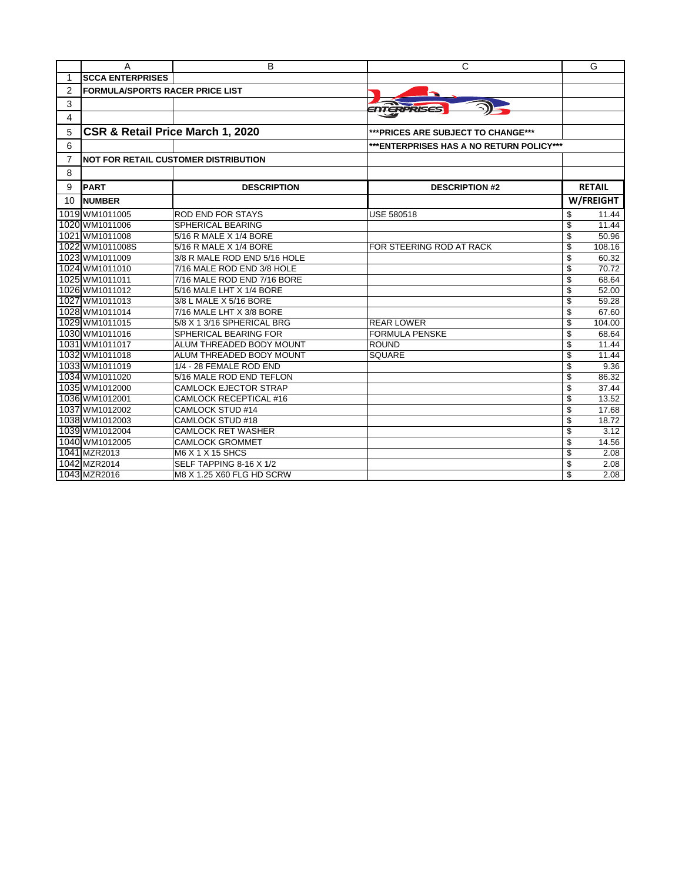| | A | B | C | G |
|---|---|---|---|---|
| 1 | SCCA ENTERPRISES | | | |
| 2 | FORMULA/SPORTS RACER PRICE LIST | | | |
| 3 | | | | |
| 4 | | | | |
| 5 | CSR & Retail Price March 1, 2020 | | ***PRICES ARE SUBJECT TO CHANGE*** | |
| 6 | | | ***ENTERPRISES HAS A NO RETURN POLICY*** | |
| 7 | NOT FOR RETAIL CUSTOMER DISTRIBUTION | | | |
| 8 | | | | |
| 9 | PART | DESCRIPTION | DESCRIPTION #2 | RETAIL |
| 10 | NUMBER | | | W/FREIGHT |
| 1019 | WM1011005 | ROD END FOR STAYS | USE 580518 | $ 11.44 |
| 1020 | WM1011006 | SPHERICAL BEARING | | $ 11.44 |
| 1021 | WM1011008 | 5/16 R MALE X 1/4 BORE | | $ 50.96 |
| 1022 | WM1011008S | 5/16 R MALE X 1/4 BORE | FOR STEERING ROD AT RACK | $ 108.16 |
| 1023 | WM1011009 | 3/8 R MALE ROD END 5/16 HOLE | | $ 60.32 |
| 1024 | WM1011010 | 7/16 MALE ROD END 3/8 HOLE | | $ 70.72 |
| 1025 | WM1011011 | 7/16 MALE ROD END 7/16 BORE | | $ 68.64 |
| 1026 | WM1011012 | 5/16 MALE LHT X 1/4 BORE | | $ 52.00 |
| 1027 | WM1011013 | 3/8 L MALE X 5/16 BORE | | $ 59.28 |
| 1028 | WM1011014 | 7/16 MALE LHT X 3/8 BORE | | $ 67.60 |
| 1029 | WM1011015 | 5/8 X 1 3/16 SPHERICAL BRG | REAR LOWER | $ 104.00 |
| 1030 | WM1011016 | SPHERICAL BEARING FOR | FORMULA PENSKE | $ 68.64 |
| 1031 | WM1011017 | ALUM THREADED BODY MOUNT | ROUND | $ 11.44 |
| 1032 | WM1011018 | ALUM THREADED BODY MOUNT | SQUARE | $ 11.44 |
| 1033 | WM1011019 | 1/4 - 28 FEMALE ROD END | | $ 9.36 |
| 1034 | WM1011020 | 5/16 MALE ROD END TEFLON | | $ 86.32 |
| 1035 | WM1012000 | CAMLOCK EJECTOR STRAP | | $ 37.44 |
| 1036 | WM1012001 | CAMLOCK RECEPTICAL #16 | | $ 13.52 |
| 1037 | WM1012002 | CAMLOCK STUD #14 | | $ 17.68 |
| 1038 | WM1012003 | CAMLOCK STUD #18 | | $ 18.72 |
| 1039 | WM1012004 | CAMLOCK RET WASHER | | $ 3.12 |
| 1040 | WM1012005 | CAMLOCK GROMMET | | $ 14.56 |
| 1041 | MZR2013 | M6 X 1 X 15 SHCS | | $ 2.08 |
| 1042 | MZR2014 | SELF TAPPING 8-16 X 1/2 | | $ 2.08 |
| 1043 | MZR2016 | M8 X 1.25 X60 FLG HD SCRW | | $ 2.08 |